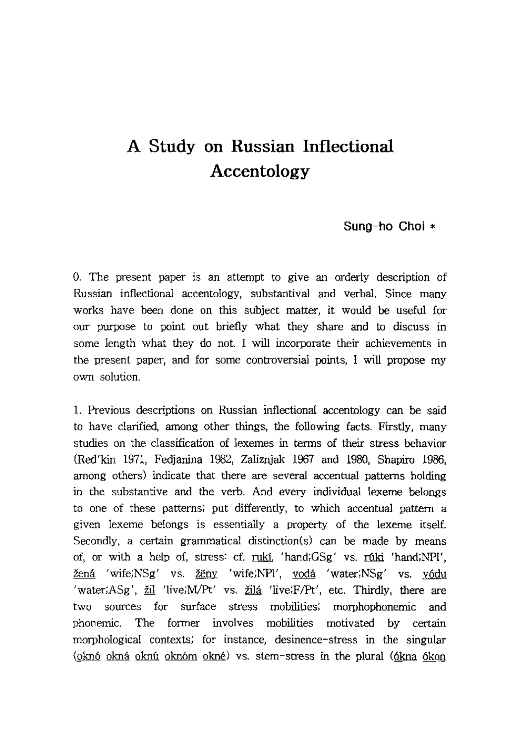# A Study on Russian Inflectional Accentology

**Sung-ho Choi** *

0. The present paper is an attempt to give an orderly description of Russian inflectional accentology, substantival and verbal. Since many works have been done on this subject matter, it would be useful for our purpose to point out briefly what they share and to discuss in some length what they do not. I will incorporate their achievements in the present paper, and for some controversial points, I will propose my own solution.

1. Previous descriptions on Russian inflectional accentology can be said to have clarified, among other things, the following facts. Firstly, many studies on the classification of lexemes in terms of their stress behavior (Red'kin 1971, Fedjanina 1982, Zaliznjak 1967 and 1980, Shapiro 1986, among others) indicate that there are several accentual patterns holding in the substantive and the verb. And every individual lexeme belongs to one of these patterns; put differently, to which accentual pattern a given lexeme belongs is essentially a property of the lexeme itself. Secondly, a certain grammatical distinction(s) can be made by means of, or with a help of, stress: cf. ruki 'hand;GSg' vs. rúki 'hand;NPl', žená 'wife;NSg' vs. žëny 'wife;NPl', vodá 'water;NSg' vs. vódu 'water;ASg', žil 'live;M/Pt' vs. žilá 'live;F/Pt', etc. Thirdly, there are two sources for surface stress mobilities; morphophonemic and phonemic. The former involves mobilities motivated by certain morphological contexts; for instance, desinence-stress in the singular (oknó okná oknú oknóm okné) vs. stem-stress in the plural (ókna ókon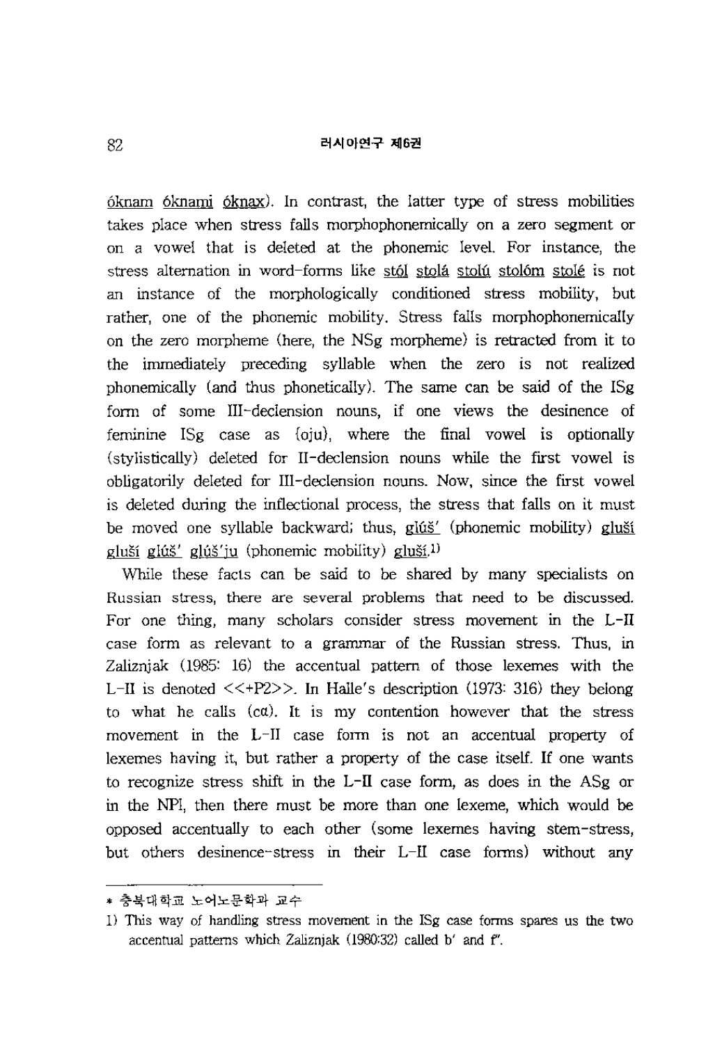óknam óknami óknax). In contrast, the latter type of stress mobilities takes place when stress falls morphophonemically on a zero segment or on a vowel that is deleted at the phonemic level. For instance, the stress alternation in word-forms like stól stolá stolú stolóm stolé is not an instance of the morphologically conditioned stress mobility, but rather, one of the phonemic mobility. Stress falls morphophonemically on the zero morpheme (here, the NSg morpheme) is retracted from it to the immediately preceding syllable when the zero is not realized phonemically (and thus phonetically). The same can be said of the ISg form of some III-declension nouns, if one views the desinence of feminine ISg case as {oju}, where the final vowel is optionally (stylistically) deleted for II-declension nouns while the first vowel is obligatorily deleted for III-declension nouns. Now, since the first vowel is deleted during the inflectional process, the stress that falls on it must be moved one syllable backward; thus, glúš' (phonemic mobility) gluší gluší glúš' glúš'ju (phonemic mobility) gluší.[1]

While these facts can be said to be shared by many specialists on Russian stress, there are several problems that need to be discussed. For one thing, many scholars consider stress movement in the L-II case form as relevant to a grammar of the Russian stress. Thus, in Zaliznjak (1985: 16) the accentual pattern of those lexemes with the L-II is denoted <<+P2>>. In Halle's description (1973: 316) they belong to what he calls (cα). It is my contention however that the stress movement in the L-II case form is not an accentual property of lexemes having it, but rather a property of the case itself. If one wants to recognize stress shift in the L-II case form, as does in the ASg or in the NPl, then there must be more than one lexeme, which would be opposed accentually to each other (some lexemes having stem-stress, but others desinence-stress in their L-II case forms) without any

---

* 충북대학교 노어노문학과 교수

1) This way of handling stress movement in the ISg case forms spares us the two accentual patterns which Zaliznjak (1980:32) called b' and f''.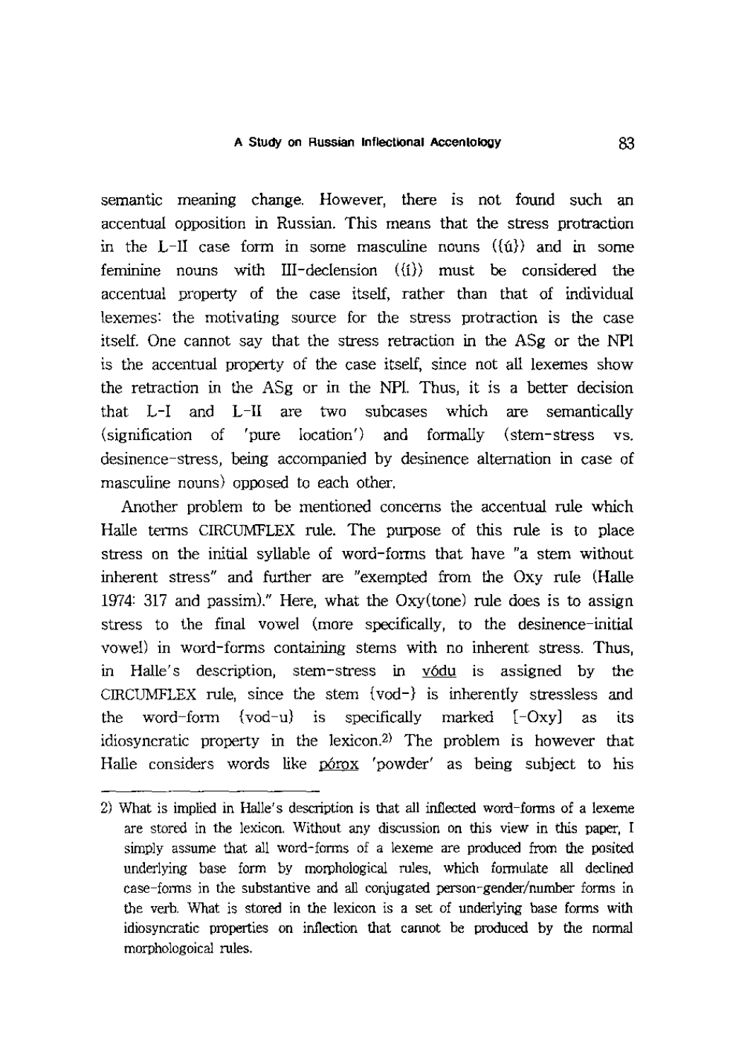semantic meaning change. However, there is not found such an accentual opposition in Russian. This means that the stress protraction in the L-II case form in some masculine nouns ({ú}) and in some feminine nouns with III-declension ({í}) must be considered the accentual property of the case itself, rather than that of individual lexemes: the motivating source for the stress protraction is the case itself. One cannot say that the stress retraction in the ASg or the NPl is the accentual property of the case itself, since not all lexemes show the retraction in the ASg or in the NPl. Thus, it is a better decision that L-I and L-II are two subcases which are semantically (signification of 'pure location') and formally (stem-stress vs. desinence-stress, being accompanied by desinence alternation in case of masculine nouns) opposed to each other.

Another problem to be mentioned concerns the accentual rule which Halle terms CIRCUMFLEX rule. The purpose of this rule is to place stress on the initial syllable of word-forms that have "a stem without inherent stress" and further are "exempted from the Oxy rule (Halle 1974: 317 and passim)." Here, what the Oxy(tone) rule does is to assign stress to the final vowel (more specifically, to the desinence-initial vowel) in word-forms containing stems with no inherent stress. Thus, in Halle's description, stem-stress in vódu is assigned by the CIRCUMFLEX rule, since the stem {vod-} is inherently stressless and the word-form {vod-u} is specifically marked [-Oxy] as its idiosyncratic property in the lexicon.[2] The problem is however that Halle considers words like pórox 'powder' as being subject to his

---

2) What is implied in Halle's description is that all inflected word-forms of a lexeme are stored in the lexicon. Without any discussion on this view in this paper, I simply assume that all word-forms of a lexeme are produced from the posited underlying base form by morphological rules, which formulate all declined case-forms in the substantive and all conjugated person-gender/number forms in the verb. What is stored in the lexicon is a set of underlying base forms with idiosyncratic properties on inflection that cannot be produced by the normal morphologoical rules.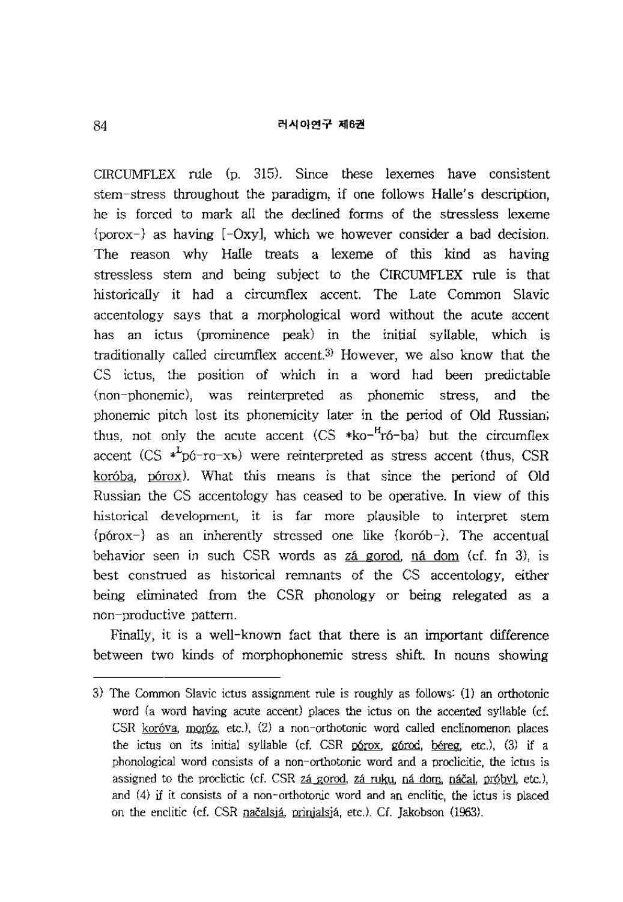CIRCUMFLEX rule (p. 315). Since these lexemes have consistent stem-stress throughout the paradigm, if one follows Halle's description, he is forced to mark all the declined forms of the stressless lexeme {porox-} as having [-Oxy], which we however consider a bad decision. The reason why Halle treats a lexeme of this kind as having stressless stem and being subject to the CIRCUMFLEX rule is that historically it had a circumflex accent. The Late Common Slavic accentology says that a morphological word without the acute accent has an ictus (prominence peak) in the initial syllable, which is traditionally called circumflex accent.[3] However, we also know that the CS ictus, the position of which in a word had been predictable (non-phonemic), was reinterpreted as phonemic stress, and the phonemic pitch lost its phonemicity later in the period of Old Russian; thus, not only the acute accent (CS *ko-$^{H}$ró-ba) but the circumflex accent (CS *$^{L}$pó-ro-xъ) were reinterpreted as stress accent (thus, CSR koróba, pórox). What this means is that since the periond of Old Russian the CS accentology has ceased to be operative. In view of this historical development, it is far more plausible to interpret stem {pórox-} as an inherently stressed one like {koróbー}. The accentual behavior seen in such CSR words as zá gorod, ná dom (cf. fn 3), is best construed as historical remnants of the CS accentology, either being eliminated from the CSR phonology or being relegated as a non-productive pattern.

Finally, it is a well-known fact that there is an important difference between two kinds of morphophonemic stress shift. In nouns showing

---

3) The Common Slavic ictus assignment rule is roughly as follows: (1) an orthotonic word (a word having acute accent) places the ictus on the accented syllable (cf. CSR koróva, moróz, etc.), (2) a non-orthotonic word called enclinomenon places the ictus on its initial syllable (cf. CSR pórox, górod, béreg, etc.), (3) if a phonological word consists of a non-orthotonic word and a proclicitic, the ictus is assigned to the proclictic (cf. CSR zá gorod, zá ruku, ná dom, náčal, próbyl, etc.), and (4) if it consists of a non-orthotonic word and an enclitic, the ictus is placed on the enclitic (cf. CSR načalsjá, prinjalsjá, etc.). Cf. Jakobson (1963).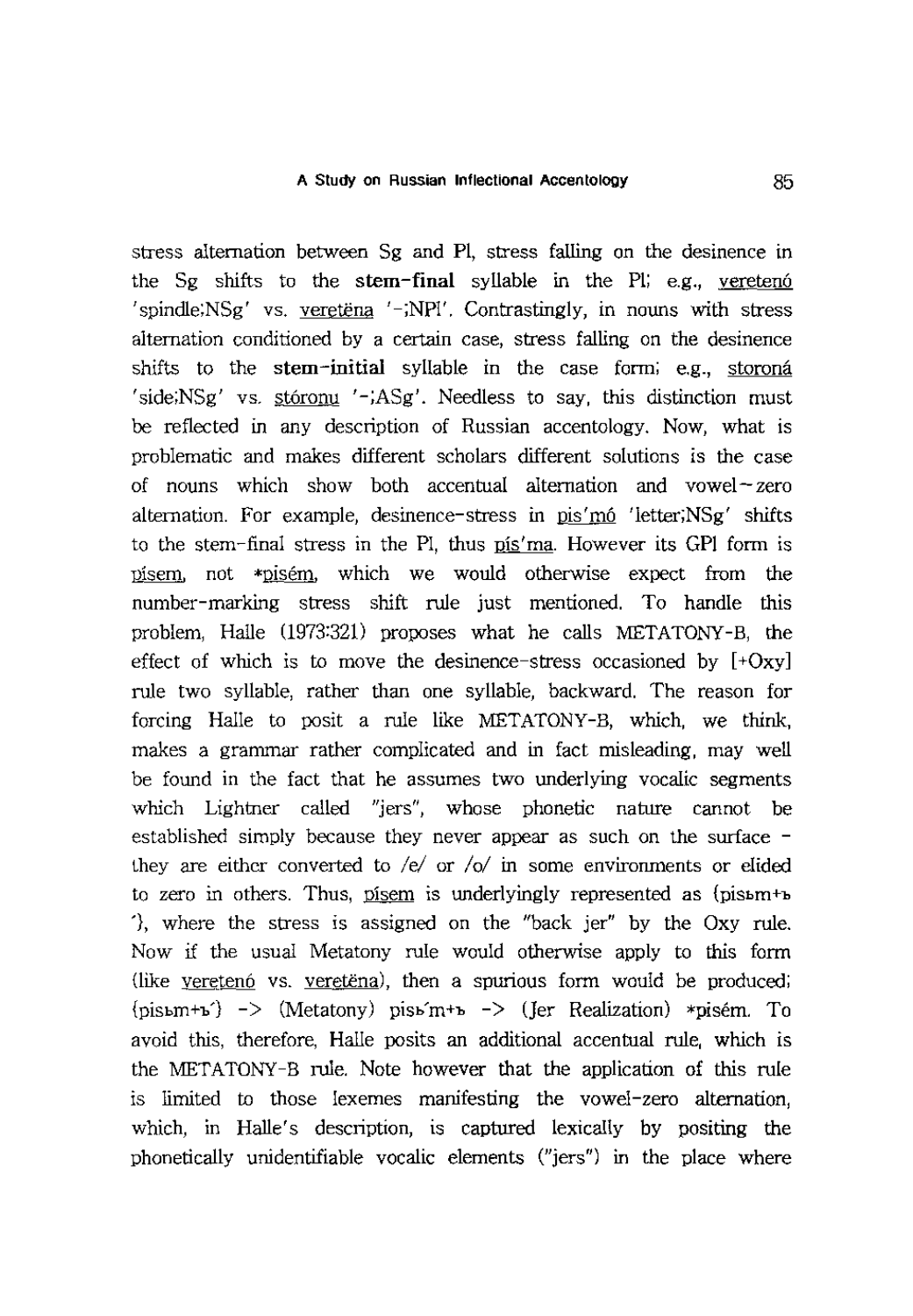stress alternation between Sg and Pl, stress falling on the desinence in the Sg shifts to the **stem-final** syllable in the Pl; e.g., veretenó 'spindle;NSg' vs. veretëna '-;NPl'. Contrastingly, in nouns with stress alternation conditioned by a certain case, stress falling on the desinence shifts to the **stem-initial** syllable in the case form; e.g., storoná 'side;NSg' vs. stóronu '-;ASg'. Needless to say, this distinction must be reflected in any description of Russian accentology. Now, what is problematic and makes different scholars different solutions is the case of nouns which show both accentual alternation and vowel~zero alternation. For example, desinence-stress in pis'mó 'letter;NSg' shifts to the stem-final stress in the Pl, thus pís'ma. However its GPl form is písem, not *pisém, which we would otherwise expect from the number-marking stress shift rule just mentioned. To handle this problem, Halle (1973:321) proposes what he calls METATONY-B, the effect of which is to move the desinence-stress occasioned by [+Oxy] rule two syllable, rather than one syllable, backward. The reason for forcing Halle to posit a rule like METATONY-B, which, we think, makes a grammar rather complicated and in fact misleading, may well be found in the fact that he assumes two underlying vocalic segments which Lightner called "jers", whose phonetic nature cannot be established simply because they never appear as such on the surface - they are either converted to /e/ or /o/ in some environments or elided to zero in others. Thus, písem is underlyingly represented as {pisьm+ъ́}, where the stress is assigned on the "back jer" by the Oxy rule. Now if the usual Metatony rule would otherwise apply to this form (like veretenó vs. veretëna), then a spurious form would be produced; {pisьm+ъ́} -> (Metatony) pisь́m+ъ -> (Jer Realization) *pisém. To avoid this, therefore, Halle posits an additional accentual rule, which is the METATONY-B rule. Note however that the application of this rule is limited to those lexemes manifesting the vowel-zero alternation, which, in Halle's description, is captured lexically by positing the phonetically unidentifiable vocalic elements ("jers") in the place where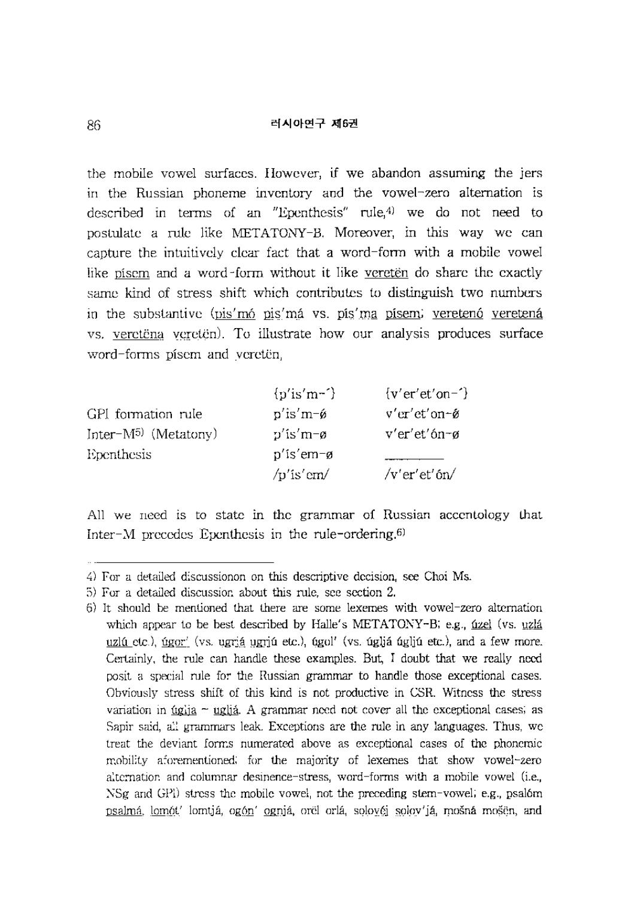the mobile vowel surfaces. However, if we abandon assuming the jers in the Russian phoneme inventory and the vowel-zero alternation is described in terms of an "Epenthesis" rule,[4] we do not need to postulate a rule like METATONY-B. Moreover, in this way we can capture the intuitively clear fact that a word-form with a mobile vowel like písem and a word-form without it like veretën do share the exactly same kind of stress shift which contributes to distinguish two numbers in the substantive (pis'mó pis'má vs. pís'ma písem; veretenó veretená vs. veretëna veretën). To illustrate how our analysis produces surface word-forms písem and veretën,

| | {p'is'm-´} | {v'er'et'on-´} |
|---|---|---|
| GPl formation rule | p'is'm-ǿ | v'er'et'on-ǿ |
| Inter-M[5] (Metatony) | p'ís'm-ø | v'er'et'ón-ø |
| Epenthesis | p'ís'em-ø | ______ |
| | /p'ís'em/ | /v'er'et'ón/ |

All we need is to state in the grammar of Russian accentology that Inter-M precedes Epenthesis in the rule-ordering.[6]

---

4) For a detailed discussionon on this descriptive decision, see Choi Ms.

5) For a detailed discussion about this rule, see section 2.

6) It should be mentioned that there are some lexemes with vowel-zero alternation which appear to be best described by Halle's METATONY-B; e.g., úzel (vs. uzlá uzlú etc.), úgor' (vs. ugrjá ugrjú etc.), úgol' (vs. úglja úglju etc.), and a few more. Certainly, the rule can handle these examples. But, I doubt that we really need posit a special rule for the Russian grammar to handle those exceptional cases. Obviously stress shift of this kind is not productive in CSR. Witness the stress variation in úglja ~ uglja. A grammar need not cover all the exceptional cases; as Sapir said, all grammars leak. Exceptions are the rule in any languages. Thus, we treat the deviant forms numerated above as exceptional cases of the phonemic mobility aforementioned; for the majority of lexemes that show vowel-zero alternation and columnar desinence-stress, word-forms with a mobile vowel (i.e., NSg and GPl) stress the mobile vowel, not the preceding stem-vowel; e.g., psalóm psalmá, lomót' lomtjá, ogón' ognjá, orël orlá, solovéj solov'já, mošná mošën, and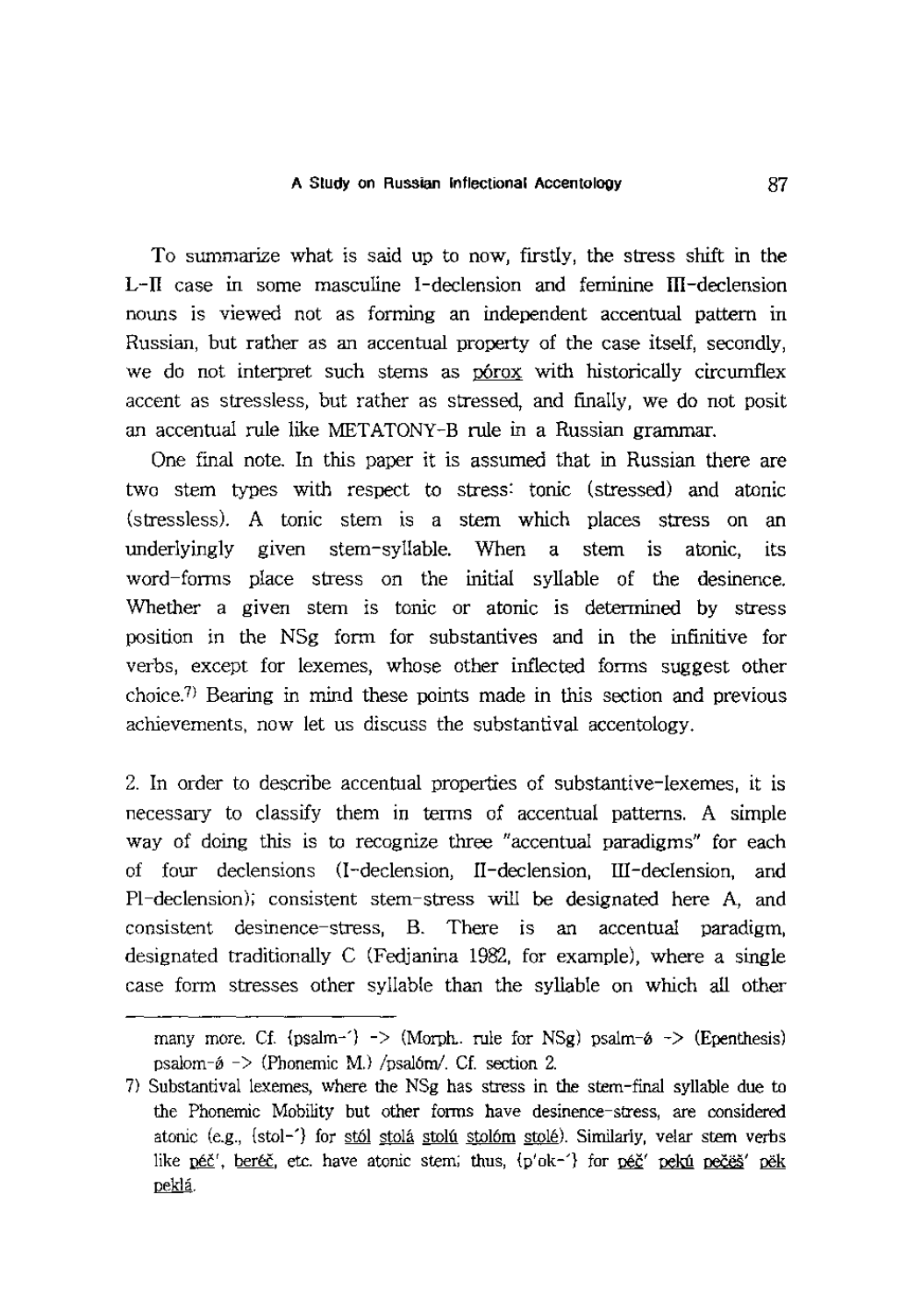To summarize what is said up to now, firstly, the stress shift in the L-II case in some masculine I-declension and feminine III-declension nouns is viewed not as forming an independent accentual pattern in Russian, but rather as an accentual property of the case itself, secondly, we do not interpret such stems as górox with historically circumflex accent as stressless, but rather as stressed, and finally, we do not posit an accentual rule like METATONY-B rule in a Russian grammar.

One final note. In this paper it is assumed that in Russian there are two stem types with respect to stress: tonic (stressed) and atonic (stressless). A tonic stem is a stem which places stress on an underlyingly given stem-syllable. When a stem is atonic, its word-forms place stress on the initial syllable of the desinence. Whether a given stem is tonic or atonic is determined by stress position in the NSg form for substantives and in the infinitive for verbs, except for lexemes, whose other inflected forms suggest other choice.[7] Bearing in mind these points made in this section and previous achievements, now let us discuss the substantival accentology.

2. In order to describe accentual properties of substantive-lexemes, it is necessary to classify them in terms of accentual patterns. A simple way of doing this is to recognize three "accentual paradigms" for each of four declensions (I-declension, II-declension, III-declension, and Pl-declension); consistent stem-stress will be designated here A, and consistent desinence-stress, B. There is an accentual paradigm, designated traditionally C (Fedjanina 1982, for example), where a single case form stresses other syllable than the syllable on which all other

---

many more. Cf. {psalm-´} -> (Morph. rule for NSg) psalm-ø -> (Epenthesis) psalom-ø -> (Phonemic M.) /psalóm/. Cf. section 2.

7) Substantival lexemes, where the NSg has stress in the stem-final syllable due to the Phonemic Mobility but other forms have desinence-stress, are considered atonic (e.g., {stol-´} for stól stolá stolú stolóm stolé). Similarly, velar stem verbs like péč', beréč, etc. have atonic stem; thus, {p'ok-´} for péč' pekú pečëš' pëk peklá.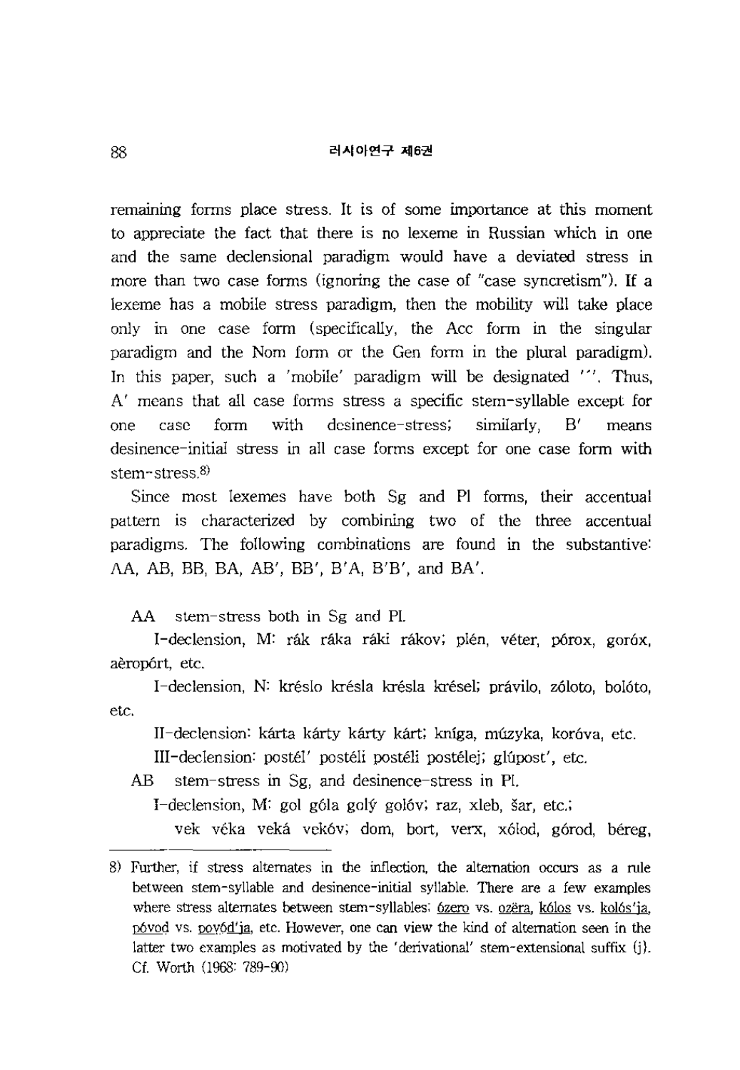remaining forms place stress. It is of some importance at this moment to appreciate the fact that there is no lexeme in Russian which in one and the same declensional paradigm would have a deviated stress in more than two case forms (ignoring the case of "case syncretism"). If a lexeme has a mobile stress paradigm, then the mobility will take place only in one case form (specifically, the Acc form in the singular paradigm and the Nom form or the Gen form in the plural paradigm). In this paper, such a 'mobile' paradigm will be designated '′'. Thus, A′ means that all case forms stress a specific stem-syllable except for one case form with desinence-stress; similarly, B′ means desinence-initial stress in all case forms except for one case form with stem-stress.[8)]

Since most lexemes have both Sg and Pl forms, their accentual pattern is characterized by combining two of the three accentual paradigms. The following combinations are found in the substantive: AA, AB, BB, BA, AB′, BB′, B′A, B′B′, and BA′.

AA stem-stress both in Sg and Pl.

I-declension, M: rák ráka ráki rákov; plén, véter, pórox, goróx, aèropórt, etc.

I-declension, N: kréslo krésla krésla krésel; právilo, zóloto, bolóto, etc.

II-declension: kárta kárty kárty kárt; kníga, múzyka, koróva, etc.

III-declension: postél′ postéli postéli postélej; glúpost′, etc.

AB stem-stress in Sg, and desinence-stress in Pl.

I-declension, M: gol góla golý golóv; raz, xleb, šar, etc.;

vek véka veká vekóv; dom, bort, verx, xólod, górod, béreg,

---

8) Further, if stress alternates in the inflection, the alternation occurs as a rule between stem-syllable and desinence-initial syllable. There are a few examples where stress alternates between stem-syllables: ózero vs. ozëra, kólos vs. kolós'ja, póvod vs. povód'ja, etc. However, one can view the kind of alternation seen in the latter two examples as motivated by the 'derivational' stem-extensional suffix {j}. Cf. Worth (1968: 789-90)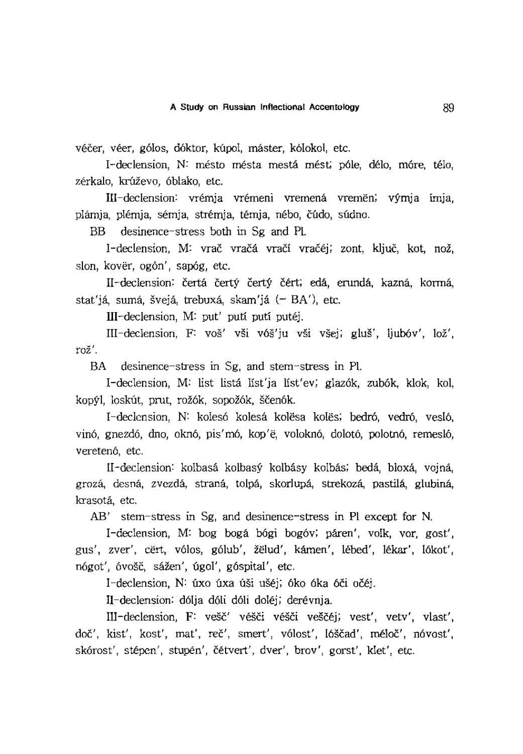véčer, véer, gólos, dóktor, kúpol, máster, kólokol, etc.

I-declension, N: mésto mésta mestá mést; póle, délo, móre, télo, zérkalo, krúževo, óblako, etc.

III-declension: vrémja vrémeni vremená vremën; výmja ímja, plámja, plémja, sémja, strémja, témja, nébo, čúdo, súdno.

BB desinence-stress both in Sg and Pl.

I-declension, M: vrač vračá vračí vračéj; zont, ključ, kot, nož, slon, kovër, ogón', sapóg, etc.

II-declension: čertá čertý čertý čért; edá, erundá, kazná, kormá, stat'já, sumá, švejá, trebuxá, skam'já (~ BA'), etc.

III-declension, M: put' putí putí putéj.

III-declension, F: voš' vši vóš'ju vši všej; gluš', ljubóv', lož', rož'.

BA desinence-stress in Sg, and stem-stress in Pl.

I-declension, M: list listá líst'ja líst'ev; glazók, zubók, klok, kol, kopýl, loskút, prut, rožók, sopožók, ščenók.

I-declension, N: kolesó kolesá kolësa kolës; bedró, vedró, vesló, vinó, gnezdó, dno, oknó, pis'mó, kop'ë, voloknó, dolotó, polotnó, remesló, veretenó, etc.

II-declension: kolbasá kolbasý kolbásy kolbás; bedá, bloxá, vojná, grozá, desná, zvezdá, straná, tolpá, skorlupá, strekozá, pastilá, glubiná, krasotá, etc.

AB' stem-stress in Sg, and desinence-stress in Pl except for N.

I-declension, M: bog bogá bógi bogóv; páren', volk, vor, gost', gus', zver', cërt, vólos, gólub', žëlud', kámen', lébed', lékar', lókot', nógot', óvošč, sážen', úgol', góspital', etc.

I-declension, N: úxo úxa úši ušéj; óko óka óči očéj.

II-declension: dólja dóli dóli doléj; derévnja.

III-declension, F: vešč' vésči véšči veščéj; vest', vetv', vlast', doč', kist', kost', mat', reč', smert', vólost', lóščad', méloč', nóvost', skórost', stépen', stupén', čétvert', dver', brov', gorst', klet', etc.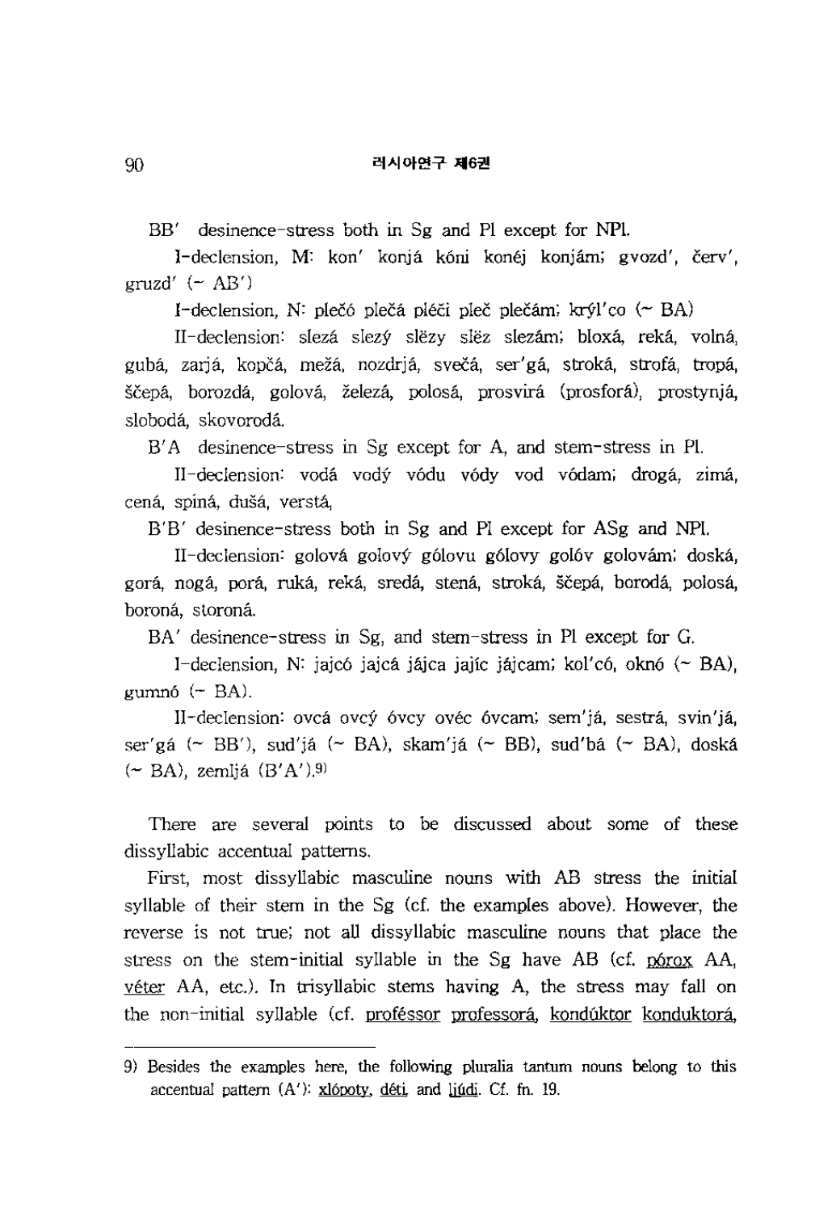BB′ desinence-stress both in Sg and Pl except for NPl.

I-declension, M: kon′ konjá kóni konéj konjám; gvozd′, červ′, gruzd′ (~ AB′)

I-declension, N: plečó plečá pléči pleč plečám; krýl′co (~ BA)

II-declension: slezá slezý slëzy slëz slezám; bloxá, reká, volná, gubá, zarjá, kopčá, mežá, nozdrjá, svečá, ser′gá, stroká, strofá, tropá, ščepá, borozdá, golová, železá, polosá, prosvirá (prosforá), prostynjá, slobodá, skovorodá.

B′A desinence-stress in Sg except for A, and stem-stress in Pl.

II-declension: vodá vodý vódu vódy vod vódam; drogá, zimá, cená, spiná, dušá, verstá,

B′B′ desinence-stress both in Sg and Pl except for ASg and NPl.

II-declension: golová golový gólovu gólovy golóv golovám; doská, gorá, nogá, porá, ruká, reká, sredá, stená, stroká, ščepá, borodá, polosá, boroná, storoná.

BA′ desinence-stress in Sg, and stem-stress in Pl except for G.

I-declension, N: jajcó jajcá jájca jajíc jájcam; kol′có, oknó (~ BA), gumnó (~ BA).

II-declension: ovcá ovcý óvcy ovéc óvcam; sem′já, sestrá, svin′já, ser′gá (~ BB′), sud′já (~ BA), skam′já (~ BB), sud′bá (~ BA), doská (~ BA), zemljá (B′A′).[9]

There are several points to be discussed about some of these dissyllabic accentual patterns.

First, most dissyllabic masculine nouns with AB stress the initial syllable of their stem in the Sg (cf. the examples above). However, the reverse is not true; not all dissyllabic masculine nouns that place the stress on the stem-initial syllable in the Sg have AB (cf. <u>pórox</u> AA, <u>véter</u> AA, etc.). In trisyllabic stems having A, the stress may fall on the non-initial syllable (cf. <u>proféssor</u> <u>professorá</u>, <u>kondúktor</u> <u>konduktorá</u>,

---

9) Besides the examples here, the following pluralia tantum nouns belong to this accentual pattern (A′): <u>xlópoty</u>, <u>déti</u>, and <u>ljúdi</u>. Cf. fn. 19.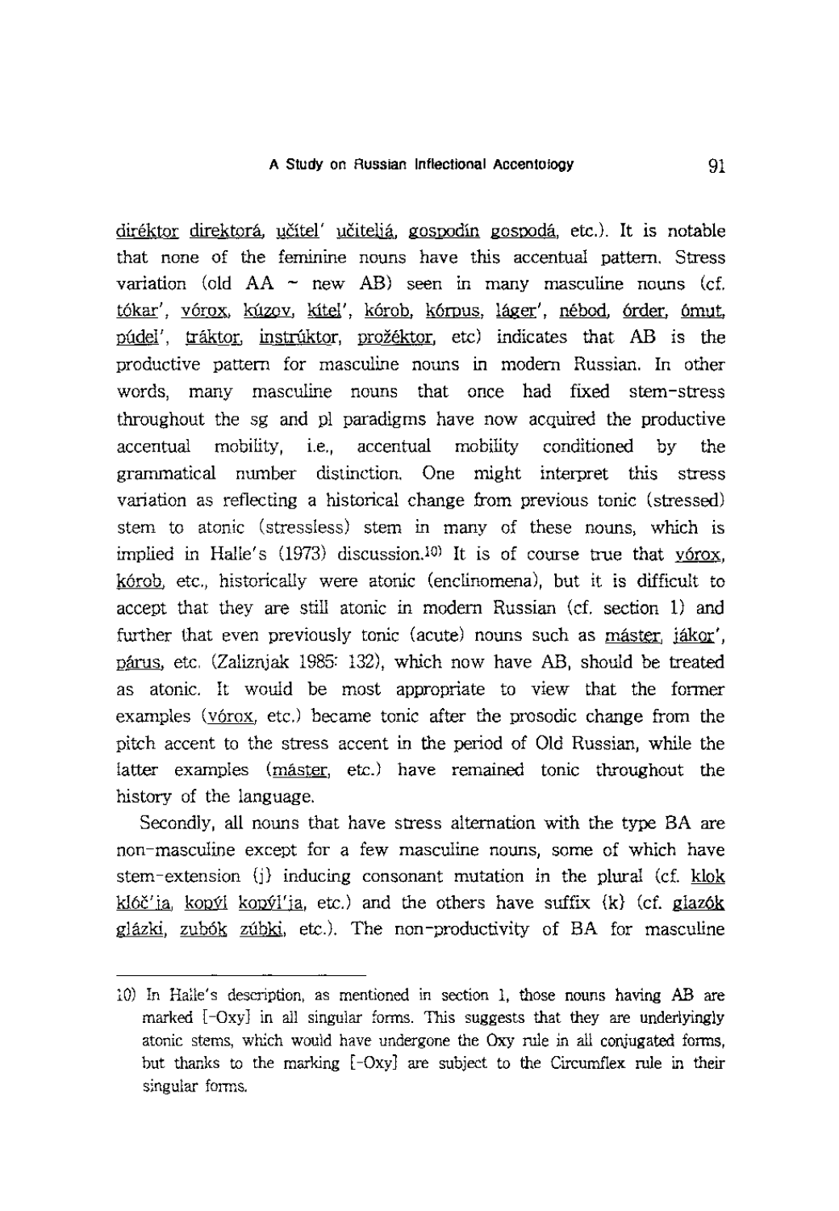direktor direktorá, učítel' učiteljá, gospodín gospodá, etc.). It is notable that none of the feminine nouns have this accentual pattern. Stress variation (old AA ~ new AB) seen in many masculine nouns (cf. tókar', vórox, kúzov, kítel', kórob, kórpus, láger', nébod, órder, ómut, púdel', tráktor, instrúktor, prožéktor, etc) indicates that AB is the productive pattern for masculine nouns in modern Russian. In other words, many masculine nouns that once had fixed stem-stress throughout the sg and pl paradigms have now acquired the productive accentual mobility, i.e., accentual mobility conditioned by the grammatical number distinction. One might interpret this stress variation as reflecting a historical change from previous tonic (stressed) stem to atonic (stressless) stem in many of these nouns, which is implied in Halle's (1973) discussion.[10] It is of course true that vórox, kórob, etc., historically were atonic (enclinomena), but it is difficult to accept that they are still atonic in modern Russian (cf. section 1) and further that even previously tonic (acute) nouns such as máster, jákor', párus, etc. (Zaliznjak 1985: 132), which now have AB, should be treated as atonic. It would be most appropriate to view that the former examples (vórox, etc.) became tonic after the prosodic change from the pitch accent to the stress accent in the period of Old Russian, while the latter examples (máster, etc.) have remained tonic throughout the history of the language.

Secondly, all nouns that have stress alternation with the type BA are non-masculine except for a few masculine nouns, some of which have stem-extension {j} inducing consonant mutation in the plural (cf. klok klóč'ja, kopýl kopýl'ja, etc.) and the others have suffix {k} (cf. glazók glázki, zubók zúbki, etc.). The non-productivity of BA for masculine

---

10) In Halle's description, as mentioned in section 1, those nouns having AB are marked [-Oxy] in all singular forms. This suggests that they are underlyingly atonic stems, which would have undergone the Oxy rule in all conjugated forms, but thanks to the marking [-Oxy] are subject to the Circumflex rule in their singular forms.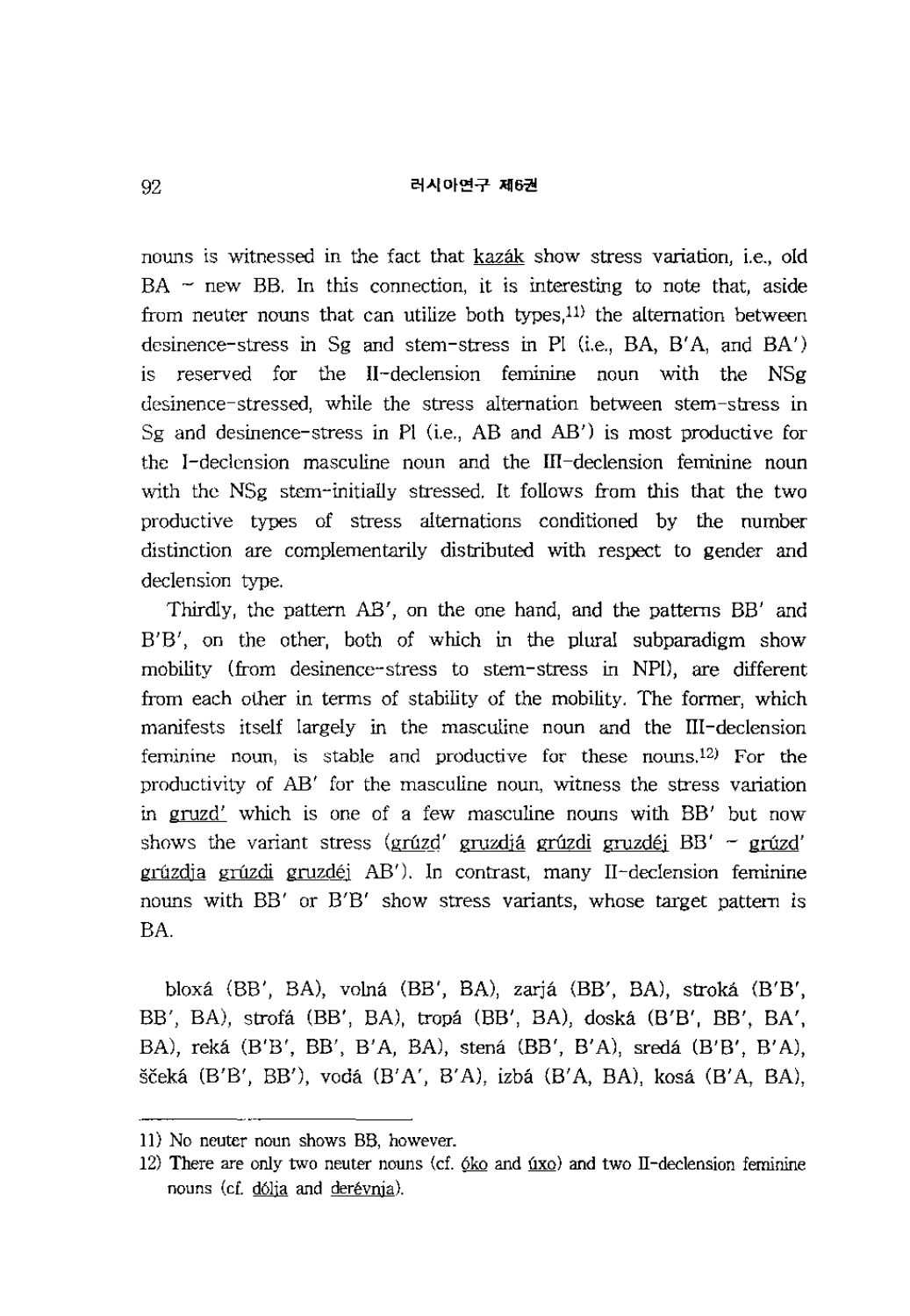nouns is witnessed in the fact that kazák show stress variation, i.e., old BA ~ new BB. In this connection, it is interesting to note that, aside from neuter nouns that can utilize both types,[11] the alternation between desinence-stress in Sg and stem-stress in Pl (i.e., BA, B′A, and BA′) is reserved for the II-declension feminine noun with the NSg desinence-stressed, while the stress alternation between stem-stress in Sg and desinence-stress in Pl (i.e., AB and AB′) is most productive for the I-declension masculine noun and the III-declension feminine noun with the NSg stem-initially stressed. It follows from this that the two productive types of stress alternations conditioned by the number distinction are complementarily distributed with respect to gender and declension type.

Thirdly, the pattern AB′, on the one hand, and the patterns BB′ and B′B′, on the other, both of which in the plural subparadigm show mobility (from desinence-stress to stem-stress in NPl), are different from each other in terms of stability of the mobility. The former, which manifests itself largely in the masculine noun and the III-declension feminine noun, is stable and productive for these nouns.[12] For the productivity of AB′ for the masculine noun, witness the stress variation in gruzd′ which is one of a few masculine nouns with BB′ but now shows the variant stress (grúzd′ gruzdjá grúzdi gruzdéj BB′ ~ grúzd′ grúzdja grúzdi gruzdéj AB′). In contrast, many II-declension feminine nouns with BB′ or B′B′ show stress variants, whose target pattern is BA.

bloxá (BB′, BA), volná (BB′, BA), zarjá (BB′, BA), stroká (B′B′, BB′, BA), strofá (BB′, BA), tropá (BB′, BA), doská (B′B′, BB′, BA′, BA), reká (B′B′, BB′, B′A, BA), stená (BB′, B′A), sredá (B′B′, B′A), ščeká (B′B′, BB′), vodá (B′A′, B′A), izbá (B′A, BA), kosá (B′A, BA),

---

11) No neuter noun shows BB, however.

12) There are only two neuter nouns (cf. óko and úxo) and two II-declension feminine nouns (cf. dólja and derévnja).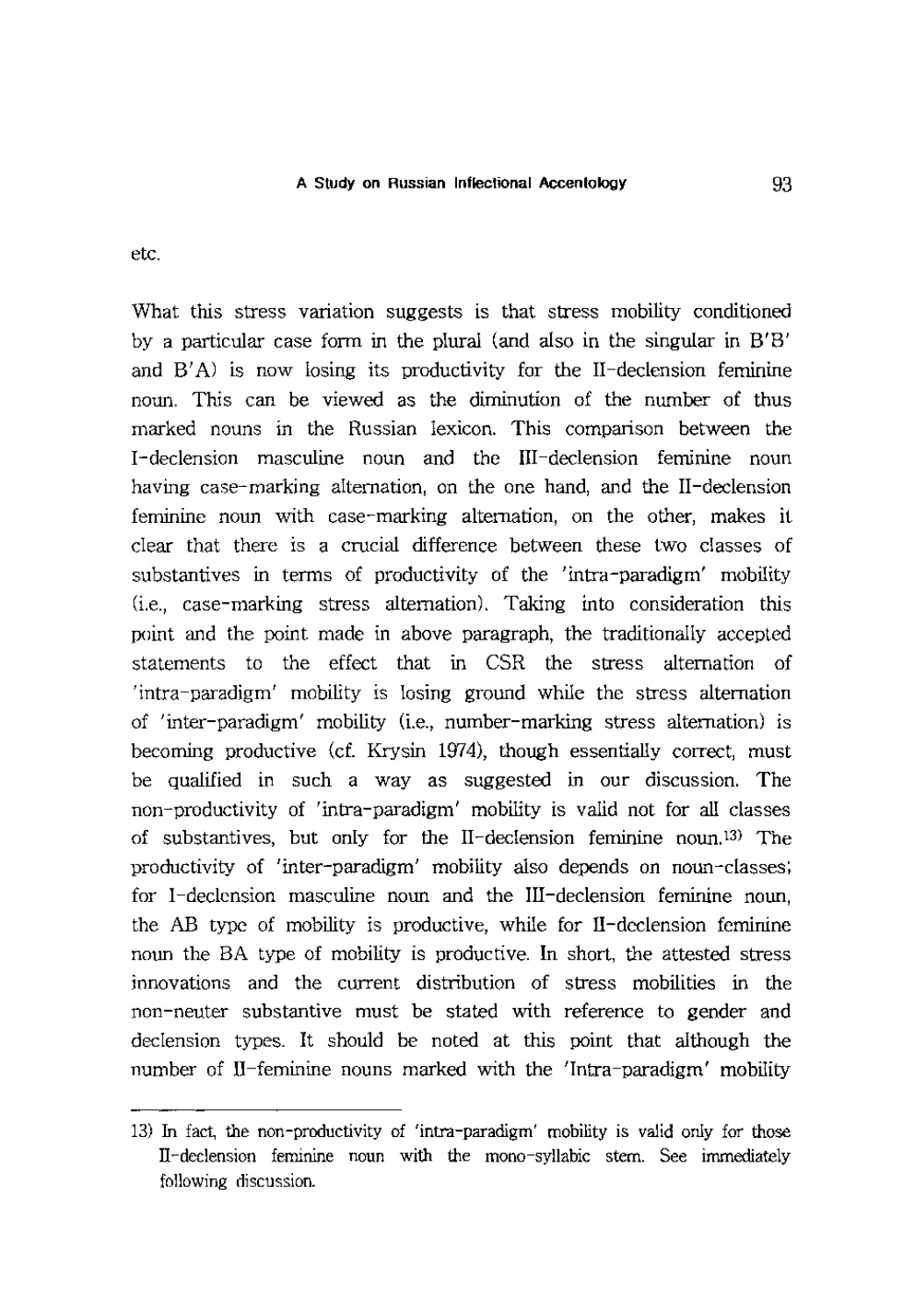etc.

What this stress variation suggests is that stress mobility conditioned by a particular case form in the plural (and also in the singular in B'B' and B'A) is now losing its productivity for the II-declension feminine noun. This can be viewed as the diminution of the number of thus marked nouns in the Russian lexicon. This comparison between the I-declension masculine noun and the III-declension feminine noun having case-marking alternation, on the one hand, and the II-declension feminine noun with case-marking alternation, on the other, makes it clear that there is a crucial difference between these two classes of substantives in terms of productivity of the 'intra-paradigm' mobility (i.e., case-marking stress alternation). Taking into consideration this point and the point made in above paragraph, the traditionally accepted statements to the effect that in CSR the stress alternation of 'intra-paradigm' mobility is losing ground while the stress alternation of 'inter-paradigm' mobility (i.e., number-marking stress alternation) is becoming productive (cf. Krysin 1974), though essentially correct, must be qualified in such a way as suggested in our discussion. The non-productivity of 'intra-paradigm' mobility is valid not for all classes of substantives, but only for the II-declension feminine noun.[13] The productivity of 'inter-paradigm' mobility also depends on noun-classes; for I-declension masculine noun and the III-declension feminine noun, the AB type of mobility is productive, while for II-declension feminine noun the BA type of mobility is productive. In short, the attested stress innovations and the current distribution of stress mobilities in the non-neuter substantive must be stated with reference to gender and declension types. It should be noted at this point that although the number of II-feminine nouns marked with the 'Intra-paradigm' mobility

13) In fact, the non-productivity of 'intra-paradigm' mobility is valid only for those II-declension feminine noun with the mono-syllabic stem. See immediately following discussion.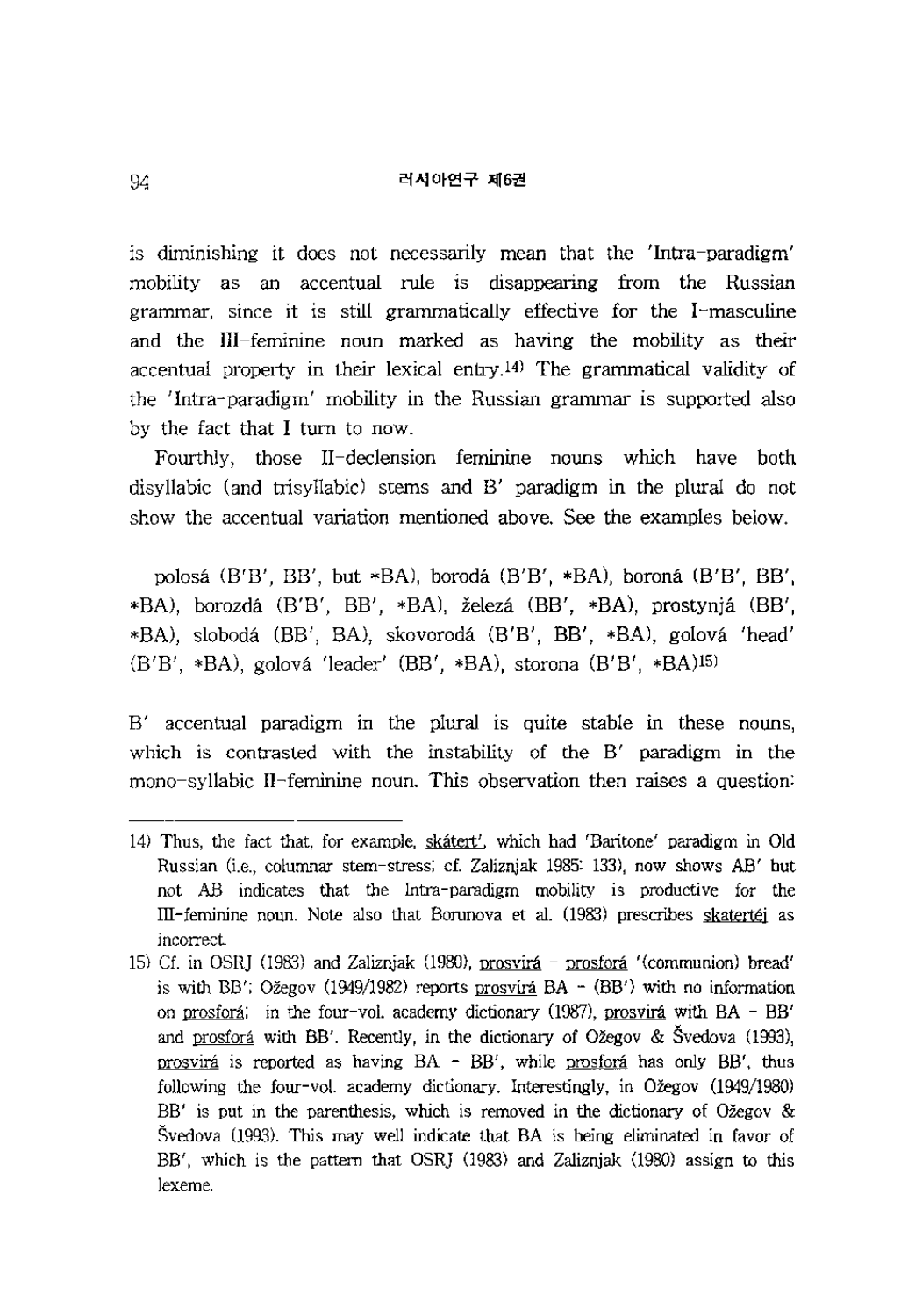is diminishing it does not necessarily mean that the 'Intra-paradigm' mobility as an accentual rule is disappearing from the Russian grammar, since it is still grammatically effective for the I-masculine and the III-feminine noun marked as having the mobility as their accentual property in their lexical entry.[14] The grammatical validity of the 'Intra-paradigm' mobility in the Russian grammar is supported also by the fact that I turn to now.

Fourthly, those II-declension feminine nouns which have both disyllabic (and trisyllabic) stems and B' paradigm in the plural do not show the accentual variation mentioned above. See the examples below.

polosá (B'B', BB', but *BA), borodá (B'B', *BA), boroná (B'B', BB', *BA), borozdá (B'B', BB', *BA), železá (BB', *BA), prostynjá (BB', *BA), slobodá (BB', BA), skovorodá (B'B', BB', *BA), golová 'head' (B'B', *BA), golová 'leader' (BB', *BA), storona (B'B', *BA)[15]

B' accentual paradigm in the plural is quite stable in these nouns, which is contrasted with the instability of the B' paradigm in the mono-syllabic II-feminine noun. This observation then raises a question:

---

14) Thus, the fact that, for example, skátert', which had 'Baritone' paradigm in Old Russian (i.e., columnar stem-stress; cf. Zaliznjak 1985: 133), now shows AB' but not AB indicates that the Intra-paradigm mobility is productive for the III-feminine noun. Note also that Borunova et al. (1983) prescribes skatertéj as incorrect.

15) Cf. in OSRJ (1983) and Zaliznjak (1980), prosvirá - prosforá '(communion) bread' is with BB'; Ožegov (1949/1982) reports prosvirá BA - (BB') with no information on prosforá; in the four-vol. academy dictionary (1987), prosvirá with BA - BB' and prosforá with BB'. Recently, in the dictionary of Ožegov & Švedova (1993), prosvirá is reported as having BA - BB', while prosforá has only BB', thus following the four-vol. academy dictionary. Interestingly, in Ožegov (1949/1980) BB' is put in the parenthesis, which is removed in the dictionary of Ožegov & Švedova (1993). This may well indicate that BA is being eliminated in favor of BB', which is the pattern that OSRJ (1983) and Zaliznjak (1980) assign to this lexeme.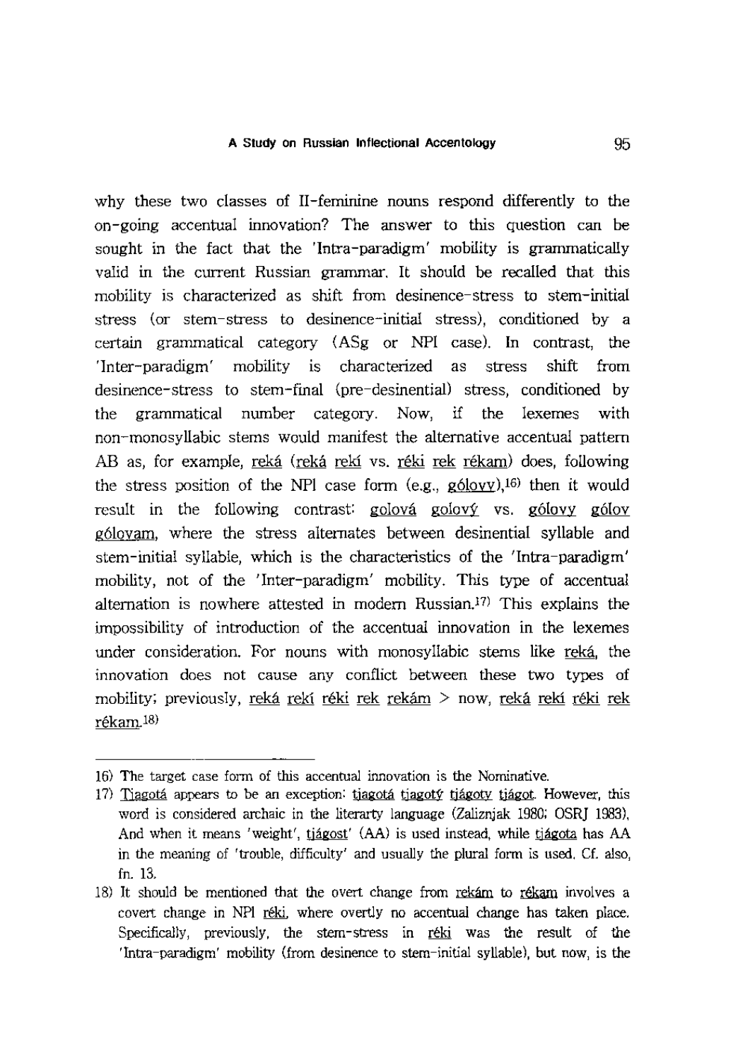why these two classes of II-feminine nouns respond differently to the on-going accentual innovation? The answer to this question can be sought in the fact that the 'Intra-paradigm' mobility is grammatically valid in the current Russian grammar. It should be recalled that this mobility is characterized as shift from desinence-stress to stem-initial stress (or stem-stress to desinence-initial stress), conditioned by a certain grammatical category (ASg or NPl case). In contrast, the 'Inter-paradigm' mobility is characterized as stress shift from desinence-stress to stem-final (pre-desinential) stress, conditioned by the grammatical number category. Now, if the lexemes with non-monosyllabic stems would manifest the alternative accentual pattern AB as, for example, reká (reká rekí vs. réki rek rékam) does, following the stress position of the NPl case form (e.g., gólovy),[16] then it would result in the following contrast: golová golový vs. gólovy gólov gólovam, where the stress alternates between desinential syllable and stem-initial syllable, which is the characteristics of the 'Intra-paradigm' mobility, not of the 'Inter-paradigm' mobility. This type of accentual alternation is nowhere attested in modern Russian.[17] This explains the impossibility of introduction of the accentual innovation in the lexemes under consideration. For nouns with monosyllabic stems like reká, the innovation does not cause any conflict between these two types of mobility; previously, reká rekí réki rek rekám > now, reká rekí réki rek rékam.[18]

---

16) The target case form of this accentual innovation is the Nominative.

17) Tjagotá appears to be an exception: tjagotá tjagotý tjágoty tjágot. However, this word is considered archaic in the literarty language (Zaliznjak 1980; OSRJ 1983), And when it means 'weight', tjágost' (AA) is used instead, while tjágota has AA in the meaning of 'trouble, difficulty' and usually the plural form is used. Cf. also, fn. 13.

18) It should be mentioned that the overt change from rekám to rékam involves a covert change in NPl réki, where overtly no accentual change has taken place. Specifically, previously, the stem-stress in réki was the result of the 'Intra-paradigm' mobility (from desinence to stem-initial syllable), but now, is the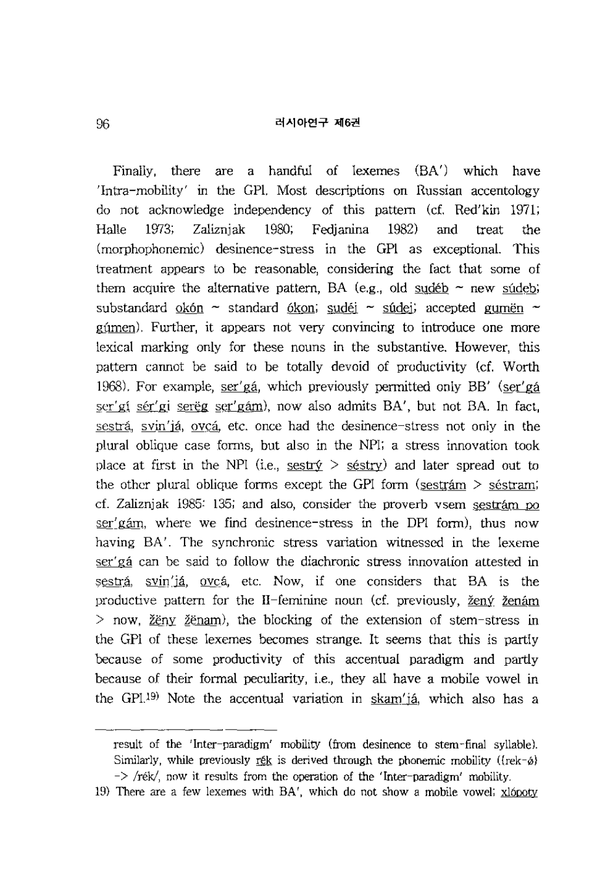Finally, there are a handful of lexemes (BA') which have 'Intra-mobility' in the GPl. Most descriptions on Russian accentology do not acknowledge independency of this pattern (cf. Red'kin 1971; Halle 1973; Zaliznjak 1980; Fedjanina 1982) and treat the (morphophonemic) desinence-stress in the GPl as exceptional. This treatment appears to be reasonable, considering the fact that some of them acquire the alternative pattern, BA (e.g., old sudéb ~ new súdeb; substandard okón ~ standard ókon; sudéj ~ súdej; accepted gumën ~ gúmen). Further, it appears not very convincing to introduce one more lexical marking only for these nouns in the substantive. However, this pattern cannot be said to be totally devoid of productivity (cf. Worth 1968). For example, ser'gá, which previously permitted only BB' (ser'gá ser'gí sér'gi serëg ser'gám), now also admits BA', but not BA. In fact, sestrá, svin'já, ovcá, etc. once had the desinence-stress not only in the plural oblique case forms, but also in the NPl; a stress innovation took place at first in the NPl (i.e., sestrý > séstry) and later spread out to the other plural oblique forms except the GPl form (sestrám > séstram; cf. Zaliznjak 1985: 135; and also, consider the proverb vsem sestrám po ser'gám, where we find desinence-stress in the DPl form), thus now having BA'. The synchronic stress variation witnessed in the lexeme ser'gá can be said to follow the diachronic stress innovation attested in sestrá, svin'já, ovcá, etc. Now, if one considers that BA is the productive pattern for the II-feminine noun (cf. previously, žený ženám > now, žëny žënam), the blocking of the extension of stem-stress in the GPl of these lexemes becomes strange. It seems that this is partly because of some productivity of this accentual paradigm and partly because of their formal peculiarity, i.e., they all have a mobile vowel in the GPl.[19] Note the accentual variation in skam'já, which also has a

---

result of the 'Inter-paradigm' mobility (from desinence to stem-final syllable). Similarly, while previously rék is derived through the phonemic mobility ({rek-ó} -> /rék/, now it results from the operation of the 'Inter-paradigm' mobility.

19) There are a few lexemes with BA', which do not show a mobile vowel; xlópoty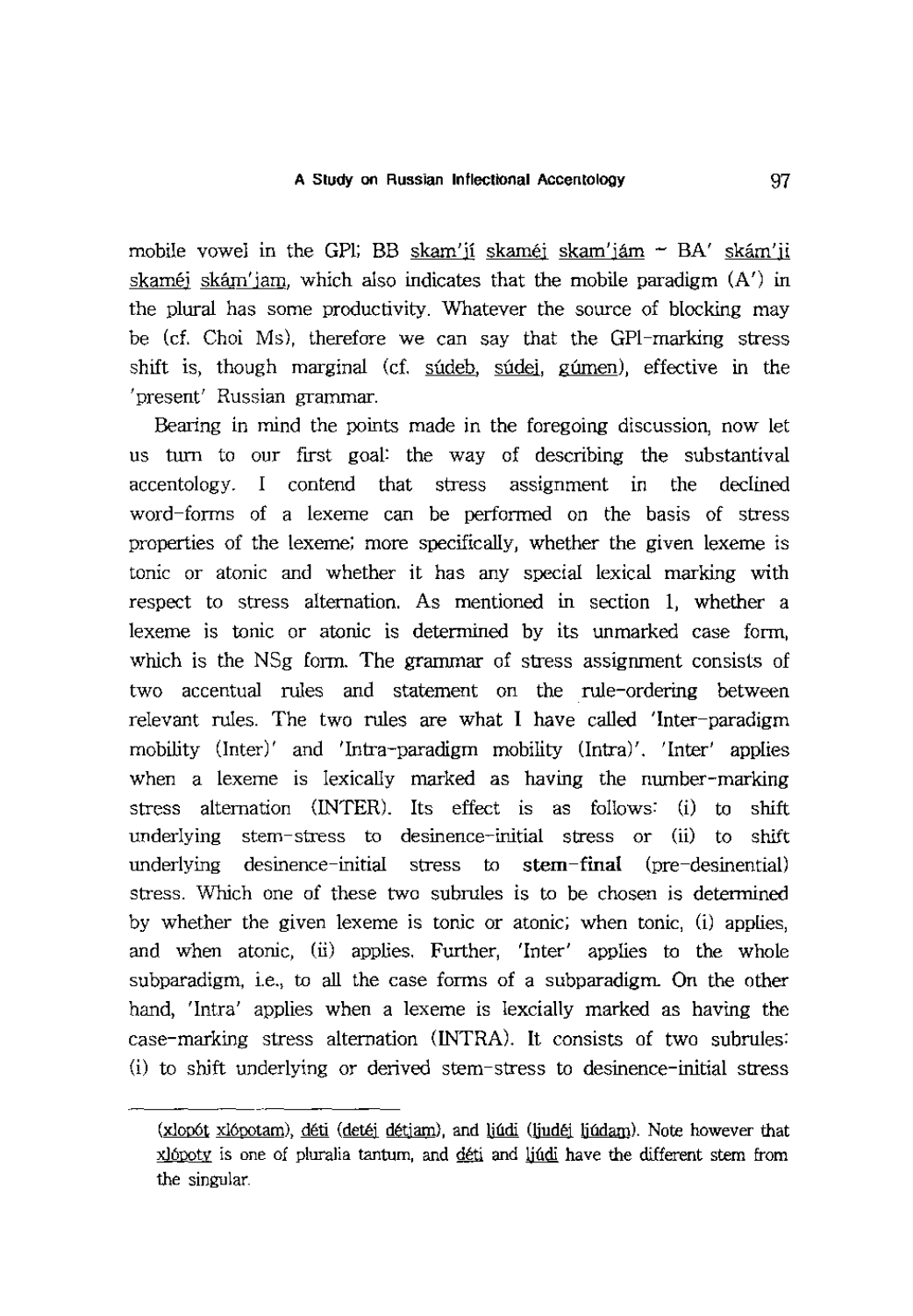mobile vowel in the GPl; BB skam'jí skaméj skam'jám ~ BA' skám'ji skaméj skám'jam, which also indicates that the mobile paradigm (A') in the plural has some productivity. Whatever the source of blocking may be (cf. Choi Ms), therefore we can say that the GPl-marking stress shift is, though marginal (cf. súdeb, súdej, gúmen), effective in the 'present' Russian grammar.

Bearing in mind the points made in the foregoing discussion, now let us turn to our first goal: the way of describing the substantival accentology. I contend that stress assignment in the declined word-forms of a lexeme can be performed on the basis of stress properties of the lexeme; more specifically, whether the given lexeme is tonic or atonic and whether it has any special lexical marking with respect to stress alternation. As mentioned in section 1, whether a lexeme is tonic or atonic is determined by its unmarked case form, which is the NSg form. The grammar of stress assignment consists of two accentual rules and statement on the rule-ordering between relevant rules. The two rules are what I have called 'Inter-paradigm mobility (Inter)' and 'Intra-paradigm mobility (Intra)'. 'Inter' applies when a lexeme is lexically marked as having the number-marking stress alternation (INTER). Its effect is as follows: (i) to shift underlying stem-stress to desinence-initial stress or (ii) to shift underlying desinence-initial stress to **stem-final** (pre-desinential) stress. Which one of these two subrules is to be chosen is determined by whether the given lexeme is tonic or atonic; when tonic, (i) applies, and when atonic, (ii) applies. Further, 'Inter' applies to the whole subparadigm, i.e., to all the case forms of a subparadigm. On the other hand, 'Intra' applies when a lexeme is lexcially marked as having the case-marking stress alternation (INTRA). It consists of two subrules: (i) to shift underlying or derived stem-stress to desinence-initial stress

---

(xlopót xlópotam), déti (detéj détjam), and ljúdi (ljudéj ljúdam). Note however that xlópoty is one of pluralia tantum, and déti and ljúdi have the different stem from the singular.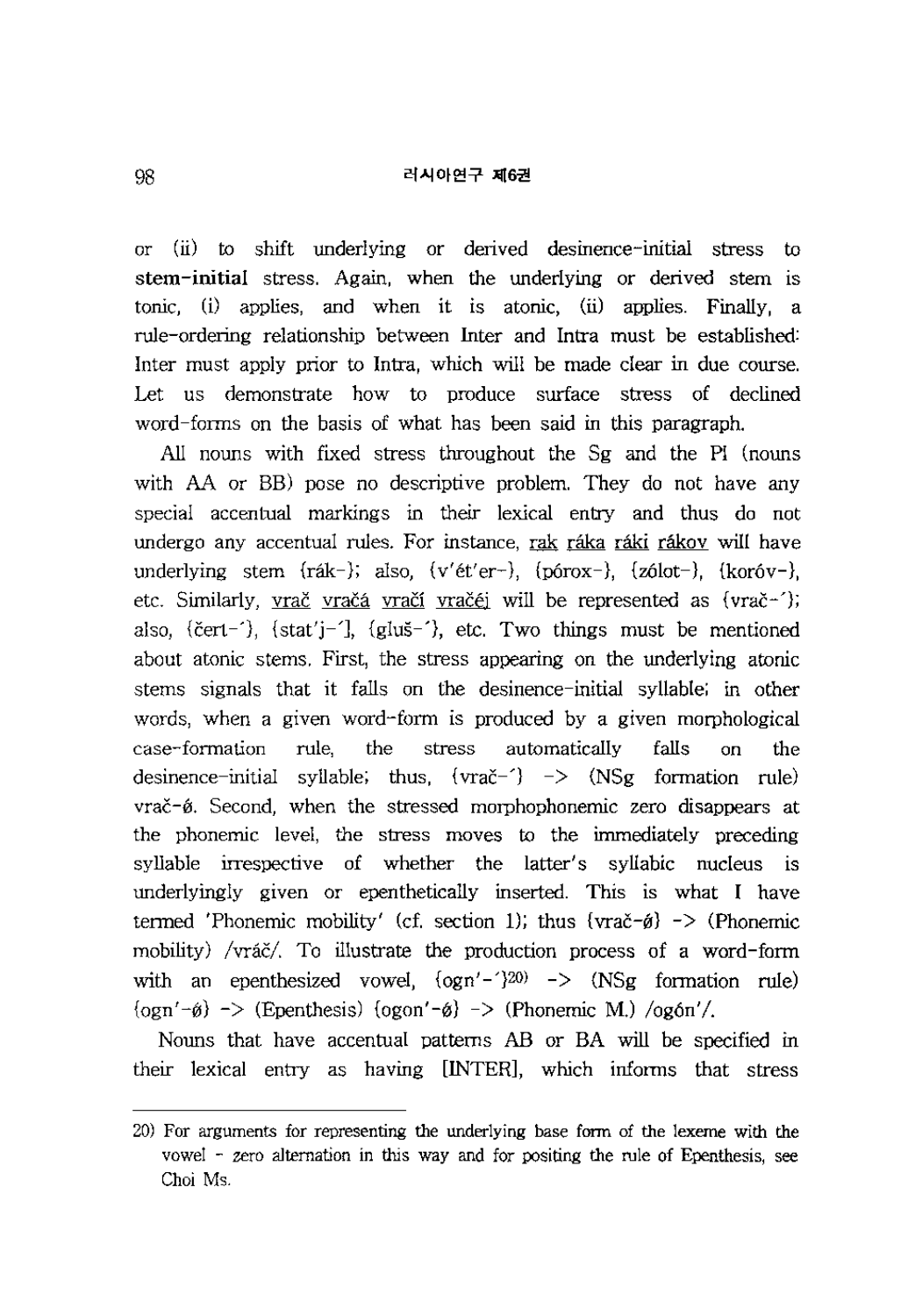or (ii) to shift underlying or derived desinence-initial stress to **stem-initial** stress. Again, when the underlying or derived stem is tonic, (i) applies, and when it is atonic, (ii) applies. Finally, a rule-ordering relationship between Inter and Intra must be established: Inter must apply prior to Intra, which will be made clear in due course. Let us demonstrate how to produce surface stress of declined word-forms on the basis of what has been said in this paragraph.

All nouns with fixed stress throughout the Sg and the Pl (nouns with AA or BB) pose no descriptive problem. They do not have any special accentual markings in their lexical entry and thus do not undergo any accentual rules. For instance, rak ráka ráki rákov will have underlying stem {rák-}; also, {v'ét'er-}, {pórox-}, {zólot-}, {koróv-}, etc. Similarly, vrač vračá vračí vračéj will be represented as {vrač-´}; also, {čert-´}, {stat'j-´}, {gluš-´}, etc. Two things must be mentioned about atonic stems. First, the stress appearing on the underlying atonic stems signals that it falls on the desinence-initial syllable; in other words, when a given word-form is produced by a given morphological case-formation rule, the stress automatically falls on the desinence-initial syllable; thus, {vrač-´} -> (NSg formation rule) vrač-ǿ. Second, when the stressed morphophonemic zero disappears at the phonemic level, the stress moves to the immediately preceding syllable irrespective of whether the latter's syllabic nucleus is underlyingly given or epenthetically inserted. This is what I have termed 'Phonemic mobility' (cf. section 1); thus {vrač-ǿ} -> (Phonemic mobility) /vráč/. To illustrate the production process of a word-form with an epenthesized vowel, {ogn'-´}[20] -> (NSg formation rule) {ogn'-ǿ} -> (Epenthesis) {ogon'-ǿ} -> (Phonemic M.) /ogón'/.

Nouns that have accentual patterns AB or BA will be specified in their lexical entry as having [INTER], which informs that stress

---

20) For arguments for representing the underlying base form of the lexeme with the vowel - zero alternation in this way and for positing the rule of Epenthesis, see Choi Ms.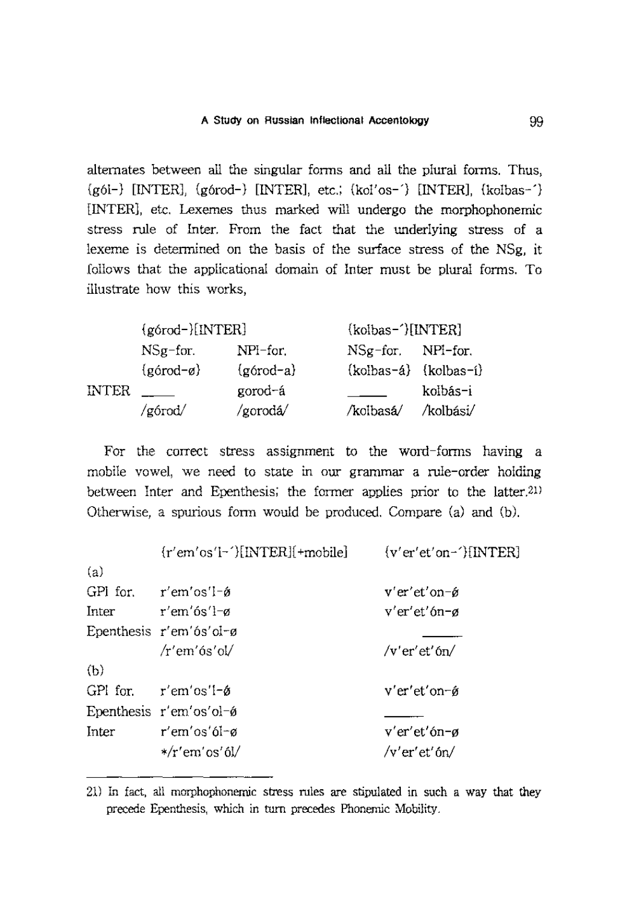alternates between all the singular forms and all the plural forms. Thus, {gól-} [INTER], {górod-} [INTER], etc.; {kol'os-´} [INTER], {kolbas-´} [INTER], etc. Lexemes thus marked will undergo the morphophonemic stress rule of Inter. From the fact that the underlying stress of a lexeme is determined on the basis of the surface stress of the NSg, it follows that the applicational domain of Inter must be plural forms. To illustrate how this works,

| | {górod-}[INTER] | | {kolbas-´}[INTER] | |
|---|---|---|---|---|
| | NSg-for. | NPl-for. | NSg-for. | NPl-for. |
| | {górod-ø} | {górod-a} | {kolbas-á} | {kolbas-í} |
| INTER | ____ | gorod-á | ____ | kolbás-i |
| | /górod/ | /gorodá/ | /kolbasá/ | /kolbási/ |

For the correct stress assignment to the word-forms having a mobile vowel, we need to state in our grammar a rule-order holding between Inter and Epenthesis; the former applies prior to the latter.[21] Otherwise, a spurious form would be produced. Compare (a) and (b).

| | {r'em'os'l-´}[INTER][+mobile] | {v'er'et'on-´}[INTER] |
|---|---|---|
| (a) | | |
| GPl for. | r'em'os'l-ǿ | v'er'et'on-ǿ |
| Inter | r'em'ós'l-ø | v'er'et'ón-ø |
| Epenthesis | r'em'ós'ol-ø | ____ |
| | /r'em'ós'ol/ | /v'er'et'ón/ |
| (b) | | |
| GPl for. | r'em'os'l-ǿ | v'er'et'on-ǿ |
| Epenthesis | r'em'os'ol-ǿ | ____ |
| Inter | r'em'os'ól-ø | v'er'et'ón-ø |
| | */r'em'os'ól/ | /v'er'et'ón/ |

---

21) In fact, all morphophonemic stress rules are stipulated in such a way that they precede Epenthesis, which in turn precedes Phonemic Mobility.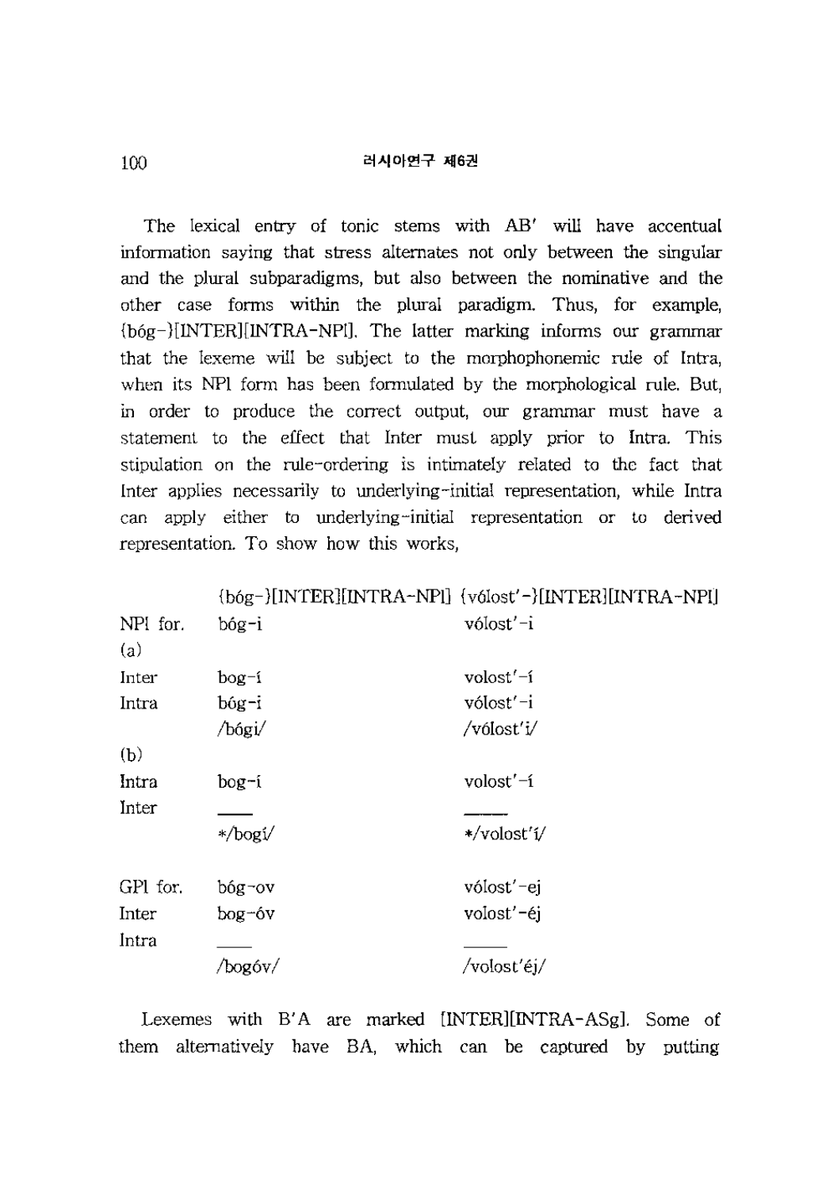The lexical entry of tonic stems with AB′ will have accentual information saying that stress alternates not only between the singular and the plural subparadigms, but also between the nominative and the other case forms within the plural paradigm. Thus, for example, {bóg-}[INTER][INTRA-NPl]. The latter marking informs our grammar that the lexeme will be subject to the morphophonemic rule of Intra, when its NPl form has been formulated by the morphological rule. But, in order to produce the correct output, our grammar must have a statement to the effect that Inter must apply prior to Intra. This stipulation on the rule-ordering is intimately related to the fact that Inter applies necessarily to underlying-initial representation, while Intra can apply either to underlying-initial representation or to derived representation. To show how this works,

| | {bóg-}[INTER][INTRA-NPl] | {vólost′-}[INTER][INTRA-NPl] |
|---|---|---|
| NPl for. | bóg-i | vólost′-i |
| (a) | | |
| Inter | bog-í | volost′-í |
| Intra | bóg-i | vólost′-i |
| | /bógi/ | /vólost'i/ |
| (b) | | |
| Intra | bog-í | volost′-í |
| Inter | ―― | ―― |
| | */bogí/ | */volost'í/ |
| | | |
| GPl for. | bóg-ov | vólost′-ej |
| Inter | bog-óv | volost′-éj |
| Intra | ―― | ―― |
| | /bogóv/ | /volost'éj/ |

Lexemes with B′A are marked [INTER][INTRA-ASg]. Some of them alternatively have BA, which can be captured by putting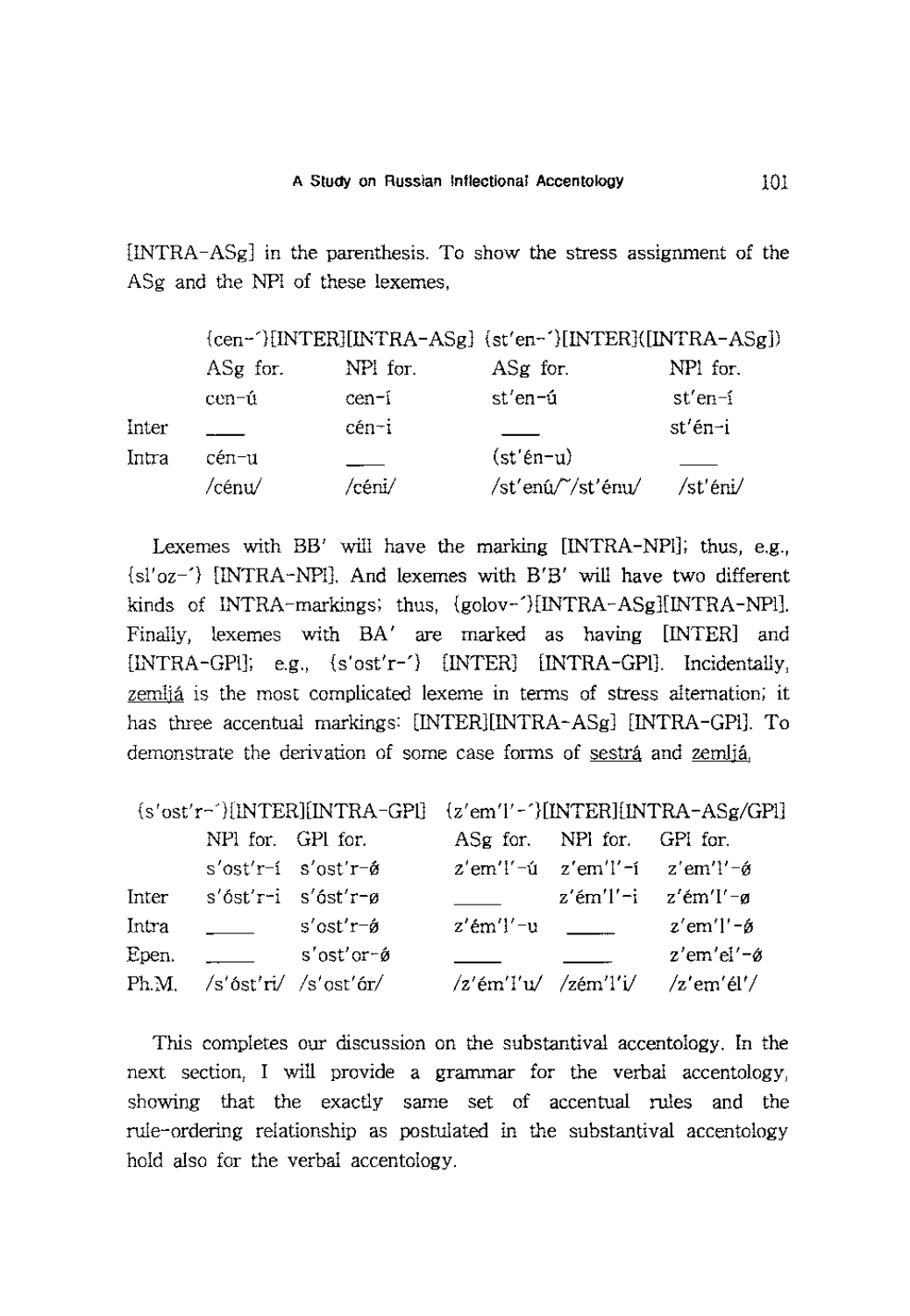[INTRA-ASg] in the parenthesis. To show the stress assignment of the ASg and the NPl of these lexemes,

| | {cen-´}[INTER][INTRA-ASg] | | {st'en-´}[INTER]([INTRA-ASg]) | |
|---|---|---|---|---|
| | ASg for. | NPl for. | ASg for. | NPl for. |
| | cen-ú | cen-í | st'en-ú | st'en-í |
| Inter | ____ | cén-i | ____ | st'én-i |
| Intra | cén-u | ____ | (st'én-u) | ____ |
| | /cénu/ | /céni/ | /st'enú/~/st'énu/ | /st'éni/ |

Lexemes with BB' will have the marking [INTRA-NPl]; thus, e.g., {sl'oz-´} [INTRA-NPl]. And lexemes with B'B' will have two different kinds of INTRA-markings; thus, {golov-´}[INTRA-ASg][INTRA-NPl]. Finally, lexemes with BA' are marked as having [INTER] and [INTRA-GPl]; e.g., {s'ost'r-´} [INTER] [INTRA-GPl]. Incidentally, <u>zemljá</u> is the most complicated lexeme in terms of stress alternation; it has three accentual markings: [INTER][INTRA-ASg] [INTRA-GPl]. To demonstrate the derivation of some case forms of <u>sestrá</u> and <u>zemljá</u>,

| | {s'ost'r-´}[INTER][INTRA-GPl] | | {z'em'l'-´}[INTER][INTRA-ASg/GPl] | | |
|---|---|---|---|---|---|
| | NPl for. | GPl for. | ASg for. | NPl for. | GPl for. |
| | s'ost'r-í | s'ost'r-ǿ | z'em'l'-ú | z'em'l'-í | z'em'l'-ǿ |
| Inter | s'óst'r-i | s'óst'r-ø | ____ | z'ém'l'-i | z'ém'l'-ø |
| Intra | ____ | s'ost'r-ǿ | z'ém'l'-u | ____ | z'em'l'-ǿ |
| Epen. | ____ | s'ost'or-ǿ | ____ | ____ | z'em'el'-ǿ |
| Ph.M. | /s'óst'ri/ | /s'ost'ór/ | /z'ém'l'u/ | /zém'l'i/ | /z'em'él'/ |

This completes our discussion on the substantival accentology. In the next section, I will provide a grammar for the verbal accentology, showing that the exactly same set of accentual rules and the rule-ordering relationship as postulated in the substantival accentology hold also for the verbal accentology.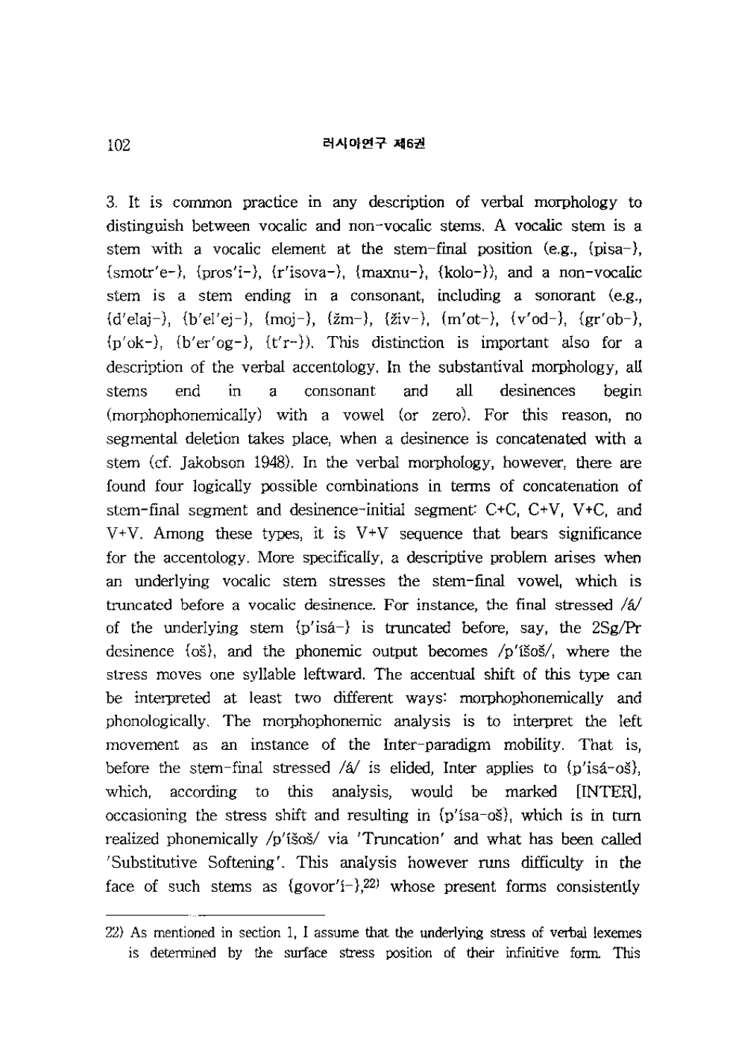3. It is common practice in any description of verbal morphology to distinguish between vocalic and non-vocalic stems. A vocalic stem is a stem with a vocalic element at the stem-final position (e.g., {pisa-}, {smotr'e-}, {pros'i-}, {r'isova-}, {maxnu-}, {kolo-}), and a non-vocalic stem is a stem ending in a consonant, including a sonorant (e.g., {d'elaj-}, {b'el'ej-}, {moj-}, {žm-}, {živ-}, {m'ot-}, {v'od-}, {gr'ob-}, {p'ok-}, {b'er'og-}, {t'r-}). This distinction is important also for a description of the verbal accentology. In the substantival morphology, all stems end in a consonant and all desinences begin (morphophonemically) with a vowel (or zero). For this reason, no segmental deletion takes place, when a desinence is concatenated with a stem (cf. Jakobson 1948). In the verbal morphology, however, there are found four logically possible combinations in terms of concatenation of stem-final segment and desinence-initial segment: C+C, C+V, V+C, and V+V. Among these types, it is V+V sequence that bears significance for the accentology. More specifically, a descriptive problem arises when an underlying vocalic stem stresses the stem-final vowel, which is truncated before a vocalic desinence. For instance, the final stressed /á/ of the underlying stem {p'isá-} is truncated before, say, the 2Sg/Pr desinence {oš}, and the phonemic output becomes /p'íšoš/, where the stress moves one syllable leftward. The accentual shift of this type can be interpreted at least two different ways: morphophonemically and phonologically. The morphophonemic analysis is to interpret the left movement as an instance of the Inter-paradigm mobility. That is, before the stem-final stressed /á/ is elided, Inter applies to {p'isá-oš}, which, according to this analysis, would be marked [INTER], occasioning the stress shift and resulting in {p'ísa-oš}, which is in turn realized phonemically /p'íšoš/ via 'Truncation' and what has been called 'Substitutive Softening'. This analysis however runs difficulty in the face of such stems as {govor'í-},[22] whose present forms consistently

22) As mentioned in section 1, I assume that the underlying stress of verbal lexemes is determined by the surface stress position of their infinitive form. This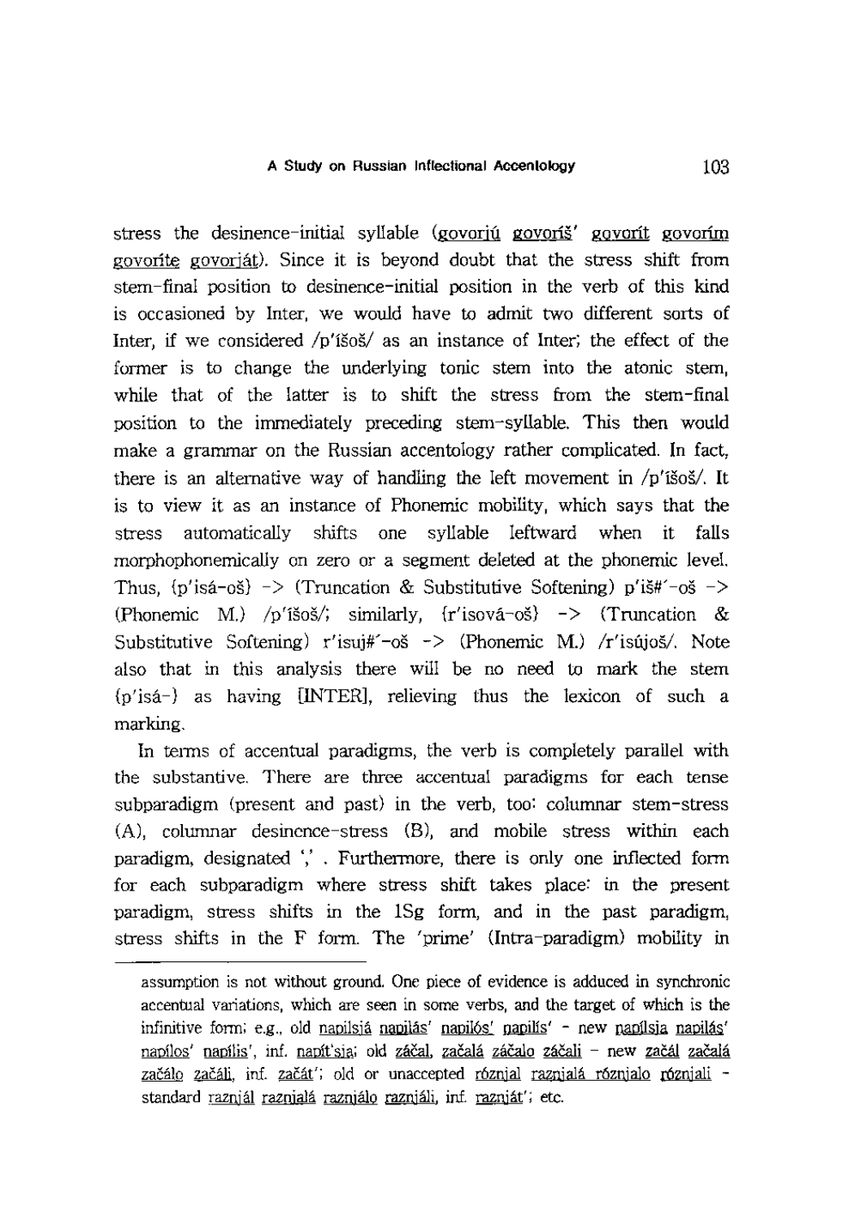stress the desinence-initial syllable (govorjú govoríš' govorít govorím govoríte govorját). Since it is beyond doubt that the stress shift from stem-final position to desinence-initial position in the verb of this kind is occasioned by Inter, we would have to admit two different sorts of Inter, if we considered /p'íšoš/ as an instance of Inter; the effect of the former is to change the underlying tonic stem into the atonic stem, while that of the latter is to shift the stress from the stem-final position to the immediately preceding stem-syllable. This then would make a grammar on the Russian accentology rather complicated. In fact, there is an alternative way of handling the left movement in /p'íšoš/. It is to view it as an instance of Phonemic mobility, which says that the stress automatically shifts one syllable leftward when it falls morphophonemically on zero or a segment deleted at the phonemic level. Thus, {p'isá-oš} -> (Truncation & Substitutive Softening) p'iš#́-oš -> (Phonemic M.) /p'íšoš/; similarly, {r'isová-oš} -> (Truncation & Substitutive Softening) r'isuj#́-oš -> (Phonemic M.) /r'isújoš/. Note also that in this analysis there will be no need to mark the stem {p'isá-} as having [INTER], relieving thus the lexicon of such a marking.

In terms of accentual paradigms, the verb is completely parallel with the substantive. There are three accentual paradigms for each tense subparadigm (present and past) in the verb, too: columnar stem-stress (A), columnar desinence-stress (B), and mobile stress within each paradigm, designated ',' . Furthermore, there is only one inflected form for each subparadigm where stress shift takes place: in the present paradigm, stress shifts in the 1Sg form, and in the past paradigm, stress shifts in the F form. The 'prime' (Intra-paradigm) mobility in

---

assumption is not without ground. One piece of evidence is adduced in synchronic accentual variations, which are seen in some verbs, and the target of which is the infinitive form; e.g., old napilsjá napilás' napilós' napilís' - new napílsja napilás' napílos' napílis', inf. napít'sja; old záčal začalá záčalo záčali - new začál začalá začálo začáli, inf. začát'; old or unaccepted róznjal raznjalá róznjalo róznjali - standard raznjál raznjalá raznjálo raznjáli, inf. raznját'; etc.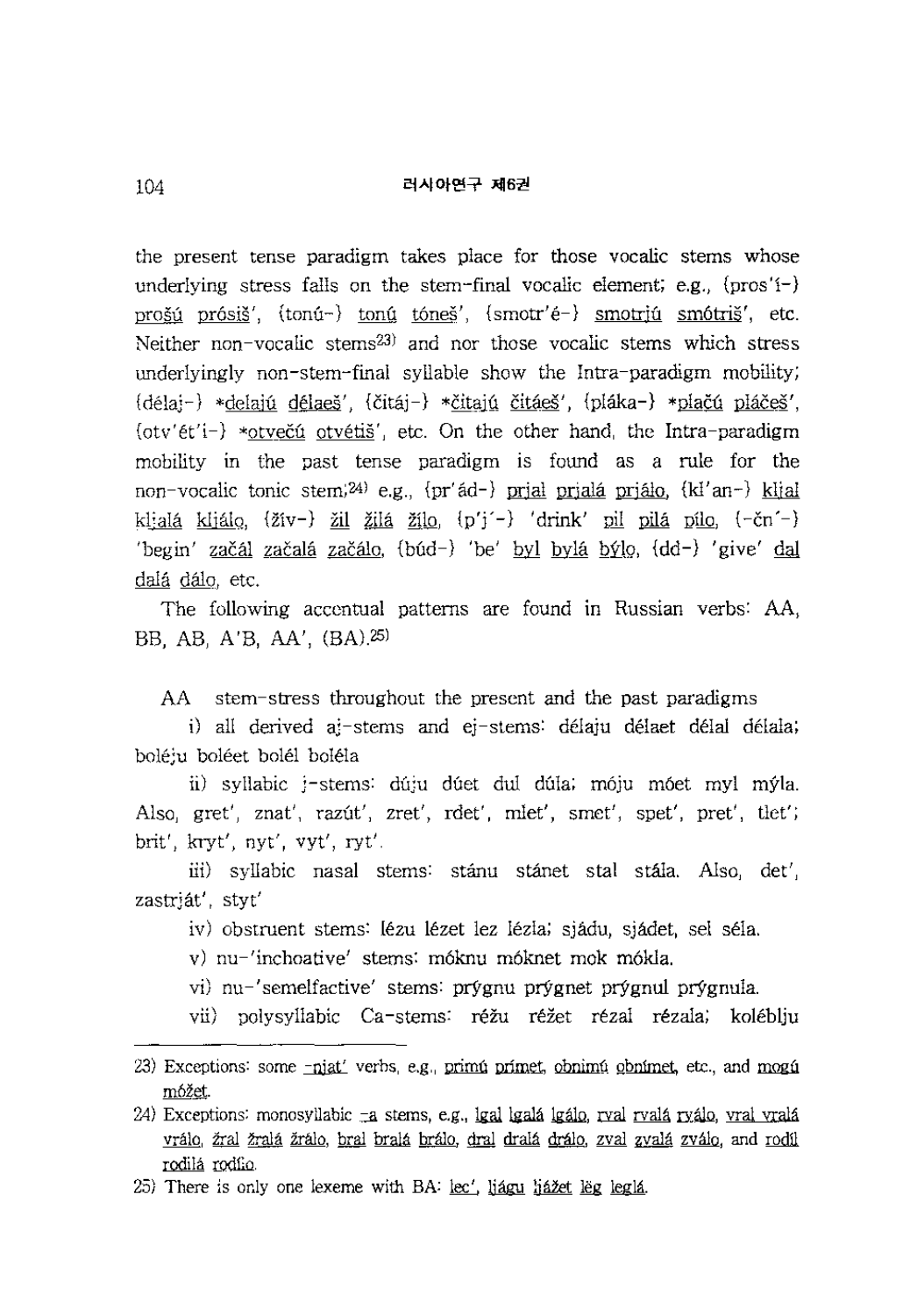the present tense paradigm takes place for those vocalic stems whose underlying stress falls on the stem-final vocalic element; e.g., {pros'í-} prošú prósiš', {tonú-} tonú tóneš', {smotr'é-} smotrjú smótriš', etc. Neither non-vocalic stems[23] and nor those vocalic stems which stress underlyingly non-stem-final syllable show the Intra-paradigm mobility; {délaj-} *delajú délaeš', {čitáj-} *čitajú čitáeš', {pláka-} *plačú pláčeš', {otv'ét'i-} *otvečú otvétiš', etc. On the other hand, the Intra-paradigm mobility in the past tense paradigm is found as a rule for the non-vocalic tonic stem;[24] e.g., {pr'ád-} prjal prjalá prjálo, {kl'an-} kljal kljalá kljálo, {žív-} žil žilá žilo, {p'j'-} 'drink' pil pilá pílo, {-čn'-} 'begin' začál začalá začálo, {búd-} 'be' byl bylá býlo, {dd-} 'give' dal dalá dálo, etc.

The following accentual patterns are found in Russian verbs: AA, BB, AB, A'B, AA', (BA).[25]

AA stem-stress throughout the present and the past paradigms

i) all derived aj-stems and ej-stems: délaju délaet délal délala; boléju boléet bolél boléla

ii) syllabic j-stems: dúju dúet dul dúla; móju móet myl mýla. Also, gret', znat', razút', zret', rdet', mlet', smet', spet', pret', tlet'; brit', kryt', nyt', vyt', ryt'.

iii) syllabic nasal stems: stánu stánet stal stála. Also, det', zastrját', styt'

iv) obstruent stems: lézu lézet lez lézla; sjádu, sjádet, sel séla.

v) nu-'inchoative' stems: móknu móknet mok mókla.

vi) nu-'semelfactive' stems: prýgnu prýgnet prýgnul prýgnula.

vii) polysyllabic Ca-stems: réžu réžet rézal rézala; koléblju

---

23) Exceptions: some -njat' verbs, e.g., primú prímet, obnimú obnímet, etc., and mogú móžet.

24) Exceptions: monosyllabic -a stems, e.g., lgal lgalá lgálo, rval rvalá rválo, vral vralá vrálo, žral žralá žrálo, bral bralá brálo, dral dralá drálo, zval zvalá zválo, and rodíl rodilá rodílo.

25) There is only one lexeme with BA: lec', ljágu ljážet lëg leglá.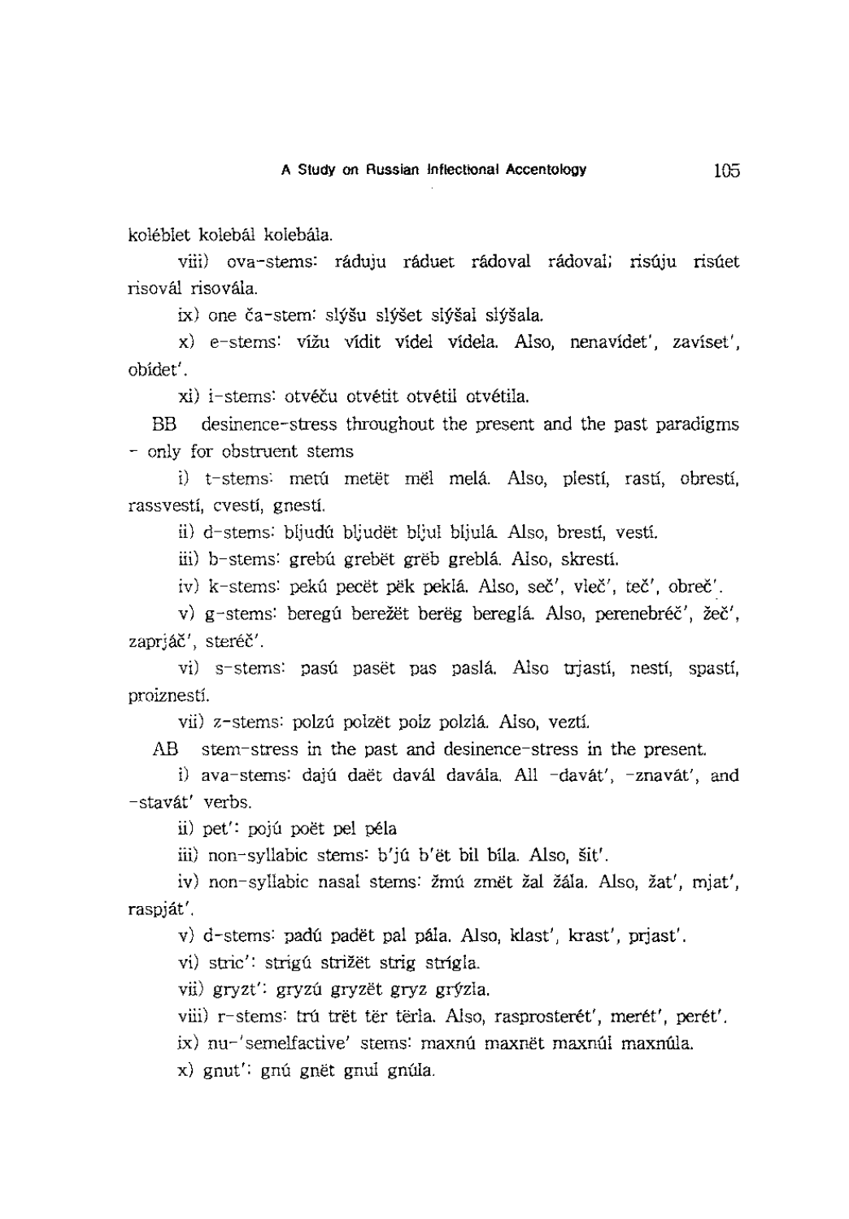koléblet kolebál kolebála.

viii) ova-stems: ráduju ráduet rádoval rádoval; risúju risúet risovál risovála.

ix) one ča-stem: slýšu slýšet slýšal slýšala.

x) e-stems: vížu vídit vídel vídela. Also, nenavídet', zavíset', obídet'.

xi) i-stems: otvéču otvétit otvétil otvétila.

BB desinence-stress throughout the present and the past paradigms - only for obstruent stems

i) t-stems: metú metët mël melá. Also, plestí, rastí, obrestí, rassvestí, cvestí, gnestí.

ii) d-stems: bljudú bljudët bljul bljulá. Also, brestí, vestí.

iii) b-stems: grebú grebët grëb greblá. Also, skrestí.

iv) k-stems: pekú pecët pëk peklá. Also, seč', vleč', teč', obreč'.

v) g-stems: beregú berežët berëg bereglá. Also, perenebréč', žeč', zaprjáč', steréč'.

vi) s-stems: pasú pasët pas paslá. Also trjastí, nestí, spastí, proiznestí.

vii) z-stems: polzú polzët polz polzlá. Also, veztí.

AB stem-stress in the past and desinence-stress in the present.

i) ava-stems: dajú daët davál davála. All -davát', -znavát', and -stavát' verbs.

ii) pet': pojú poët pel péla

iii) non-syllabic stems: b'jú b'ët bil bíla. Also, šit'.

iv) non-syllabic nasal stems: žmú zmët žal žála. Also, žat', mjat', raspját'.

v) d-stems: padú padët pal pála. Also, klast', krast', prjast'.

vi) stric': strigú strižët strig strígla.

vii) gryzt': gryzú gryzët gryz grýzla.

viii) r-stems: trú trët tër tërla. Also, rasprosterét', merét', perét'.

ix) nu-'semelfactive' stems: maxnú maxnët maxnúl maxnúla.

x) gnut': gnú gnët gnul gnúla.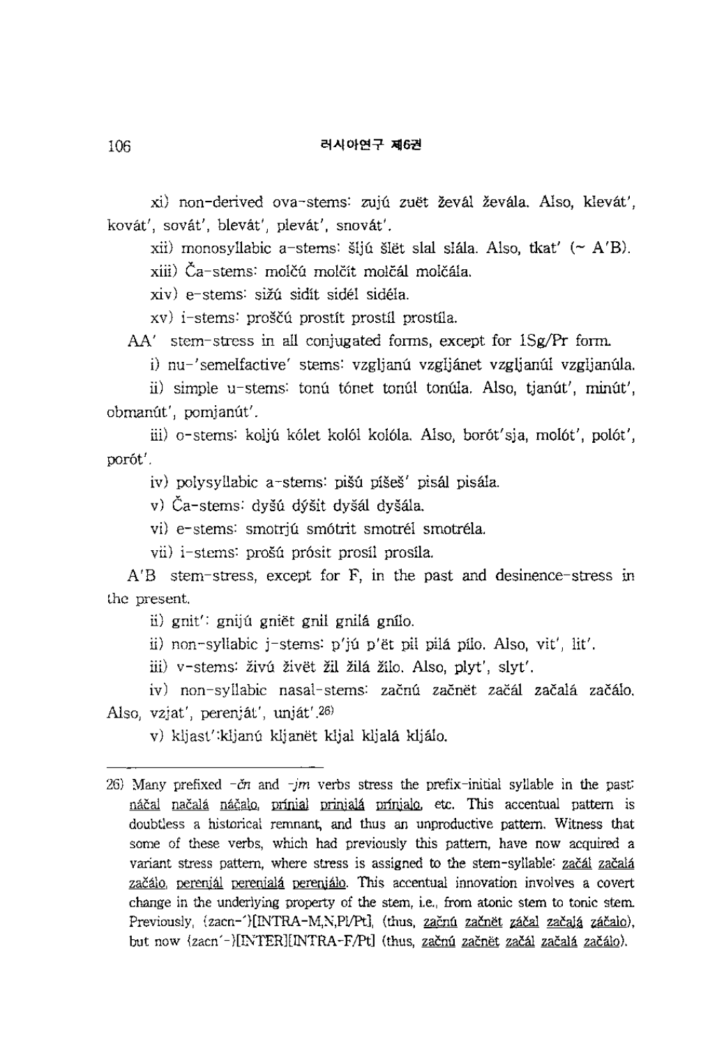xi) non-derived ova-stems: zujú zuët ževál ževála. Also, klevát', kovát', sovát', blevát', plevát', snovát'.

xii) monosyllabic a-stems: šljú šlët slal slála. Also, tkat' (~ A'B).

xiii) Ča-stems: molčú molčít molčál molčála.

xiv) e-stems: sižú sidít sidél sidéla.

xv) i-stems: proščú prostít prostíl prostíla.

AA' stem-stress in all conjugated forms, except for 1Sg/Pr form.

i) nu-'semelfactive' stems: vzgljanú vzgljánet vzgljanúl vzgljanúla.

ii) simple u-stems: tonú tónet tonúl tonúla. Also, tjanút', minút', obmanút', pomjanút'.

iii) o-stems: koljú kólet kolól kolóla. Also, borót'sja, molót', polót', porót'.

iv) polysyllabic a-stems: pišú píšeš' pisál pisála.

v) Ča-stems: dyšú dýšit dyšál dyšála.

vi) e-stems: smotrjú smótrit smotrél smotréla.

vii) i-stems: prošú prósit prosíl prosíla.

A'B stem-stress, except for F, in the past and desinence-stress in the present.

ii) gnit': gnijú gniët gnil gnilá gnílo.

ii) non-syllabic j-stems: p'jú p'ët pil pilá pílo. Also, vit', lit'.

iii) v-stems: živú živët žil žilá žílo. Also, plyt', slyt'.

iv) non-syllabic nasal-stems: začnú začnët začál začalá začálo. Also, vzjat', perenját', unját'.[26]

v) kljast':kljanú kljanët kljal kljalá kljálo.

---

26) Many prefixed -čn and -jm verbs stress the prefix-initial syllable in the past: náčal načalá náčalo, prínial prinialá príniało, etc. This accentual pattern is doubtless a historical remnant, and thus an unproductive pattern. Witness that some of these verbs, which had previously this pattern, have now acquired a variant stress pattern, where stress is assigned to the stem-syllable: začál začalá začálo, perenjál perenjalá perenjálo. This accentual innovation involves a covert change in the underlying property of the stem, i.e., from atonic stem to tonic stem. Previously, {zacn-'}[INTRA-M,N,Pl/Pt], (thus, začnú začnët záčal začalá záčalo), but now {zacn'-}[INTER][INTRA-F/Pt] (thus, začnú začnët začál začalá začálo).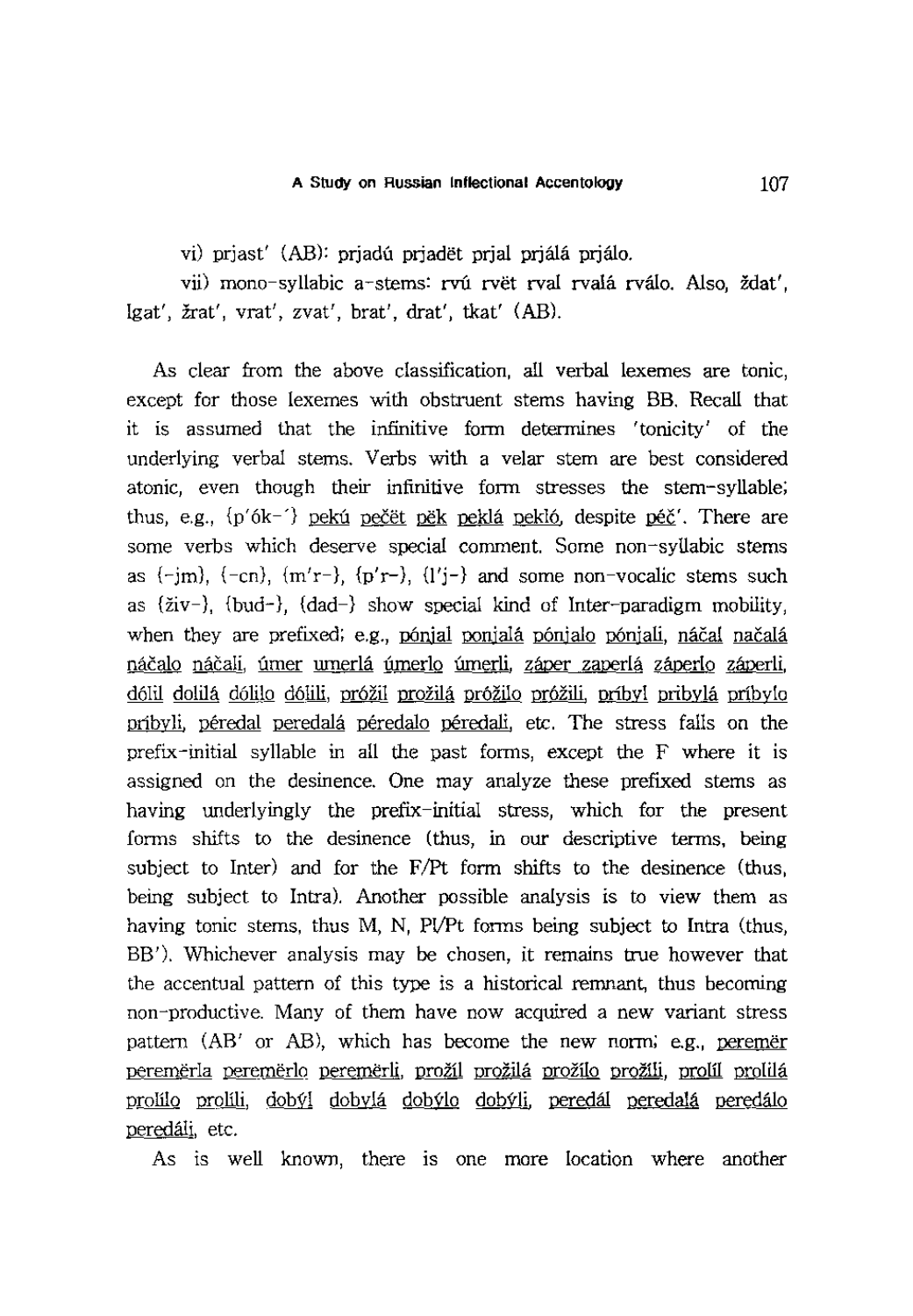vi) prjast' (AB): prjadú prjadët prjal prjálá prjálo.

vii) mono-syllabic a-stems: rvú rvët rval rvalá rválo. Also, ždat', lgat', žrat', vrat', zvat', brat', drat', tkat' (AB).

As clear from the above classification, all verbal lexemes are tonic, except for those lexemes with obstruent stems having BB. Recall that it is assumed that the infinitive form determines 'tonicity' of the underlying verbal stems. Verbs with a velar stem are best considered atonic, even though their infinitive form stresses the stem-syllable; thus, e.g., {p'ók-´} pekú pečët pëk peklá pekló, despite péč'. There are some verbs which deserve special comment. Some non-syllabic stems as {-jm}, {-cn}, {m'r-}, {p'r-}, {l'j-} and some non-vocalic stems such as {živ-}, {bud-}, {dad-} show special kind of Inter-paradigm mobility, when they are prefixed; e.g., pónjal ponjalá pónjalo pónjali, náčal načalá náčalo náčali, úmer umerlá úmerlo úmerli, záper zaperlá záperlo záperli, dólil dolilá dólilo dólili, próžil prožilá próžilo próžili, príbyl pribylá príbylo príbyli, péredal peredalá péredalo péredali, etc. The stress falls on the prefix-initial syllable in all the past forms, except the F where it is assigned on the desinence. One may analyze these prefixed stems as having underlyingly the prefix-initial stress, which for the present forms shifts to the desinence (thus, in our descriptive terms, being subject to Inter) and for the F/Pt form shifts to the desinence (thus, being subject to Intra). Another possible analysis is to view them as having tonic stems, thus M, N, Pl/Pt forms being subject to Intra (thus, BB'). Whichever analysis may be chosen, it remains true however that the accentual pattern of this type is a historical remnant, thus becoming non-productive. Many of them have now acquired a new variant stress pattern (AB' or AB), which has become the new norm; e.g., peremër peremërla peremërlo peremërli, prožíl prožilá prožílo prožíli, prolíl prolilá prolílo prolíli, dobýl dobylá dobýlo dobýli, peredál peredalá peredálo peredáli, etc.

As is well known, there is one more location where another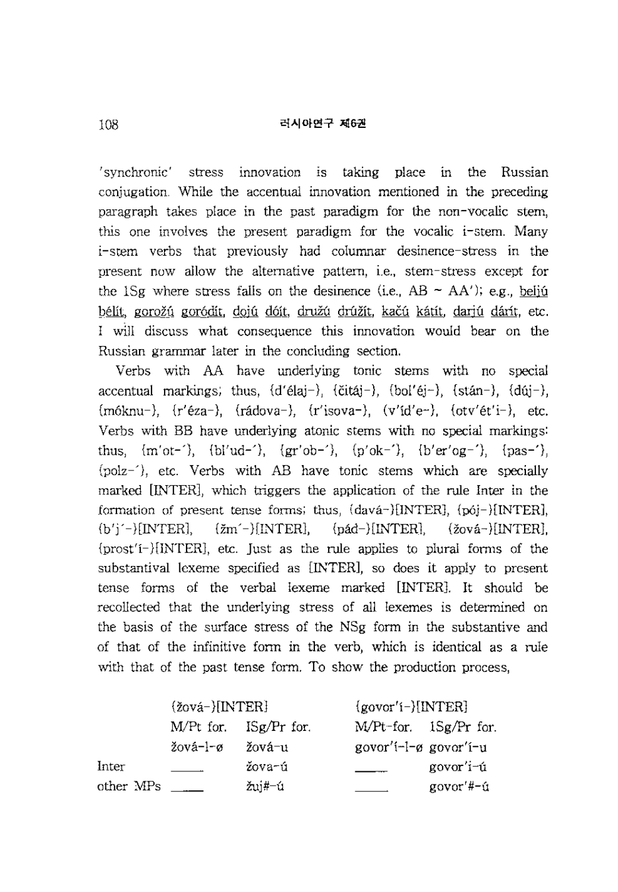'synchronic' stress innovation is taking place in the Russian conjugation. While the accentual innovation mentioned in the preceding paragraph takes place in the past paradigm for the non-vocalic stem, this one involves the present paradigm for the vocalic i-stem. Many i-stem verbs that previously had columnar desinence-stress in the present now allow the alternative pattern, i.e., stem-stress except for the 1Sg where stress falls on the desinence (i.e., AB ~ AA'); e.g., <u>beljú</u> <u>bélit</u>, <u>gorožú</u> <u>goródit</u>, <u>dojú</u> <u>dóit</u>, <u>družú</u> <u>drúžit</u>, <u>kačú</u> <u>kátit</u>, <u>darjú</u> <u>dárit</u>, etc. I will discuss what consequence this innovation would bear on the Russian grammar later in the concluding section.

Verbs with AA have underlying tonic stems with no special accentual markings; thus, {d'élaj-}, {čitáj-}, {bol'éj-}, {stán-}, {dúj-}, {móknu-}, {r'éza-}, {rádova-}, {r'isova-}, {v'íd'e-}, {otv'ét'i-}, etc. Verbs with BB have underlying atonic stems with no special markings: thus, {m'ot-´}, {bl'ud-´}, {gr'ob-´}, {p'ok-´}, {b'er'og-´}, {pas-´}, {polz-´}, etc. Verbs with AB have tonic stems which are specially marked [INTER], which triggers the application of the rule Inter in the formation of present tense forms; thus, {davá-}[INTER], {pój-}[INTER], {b'j´-}[INTER], {žm´-}[INTER], {pád-}[INTER], {žová-}[INTER], {prost'í-}[INTER], etc. Just as the rule applies to plural forms of the substantival lexeme specified as [INTER], so does it apply to present tense forms of the verbal lexeme marked [INTER]. It should be recollected that the underlying stress of all lexemes is determined on the basis of the surface stress of the NSg form in the substantive and of that of the infinitive form in the verb, which is identical as a rule with that of the past tense form. To show the production process,

| | {žová-}[INTER] | | {govor'í-}[INTER] | |
|---|---|---|---|---|
| | M/Pt for. | 1Sg/Pr for. | M/Pt-for. | 1Sg/Pr for. |
| | žová-l-ø | žová-u | govor'í-l-ø | govor'í-u |
| Inter | ____ | žova-ú | ____ | govor'i-ú |
| other MPs | ____ | žuj#-ú | ____ | govor'#-ú |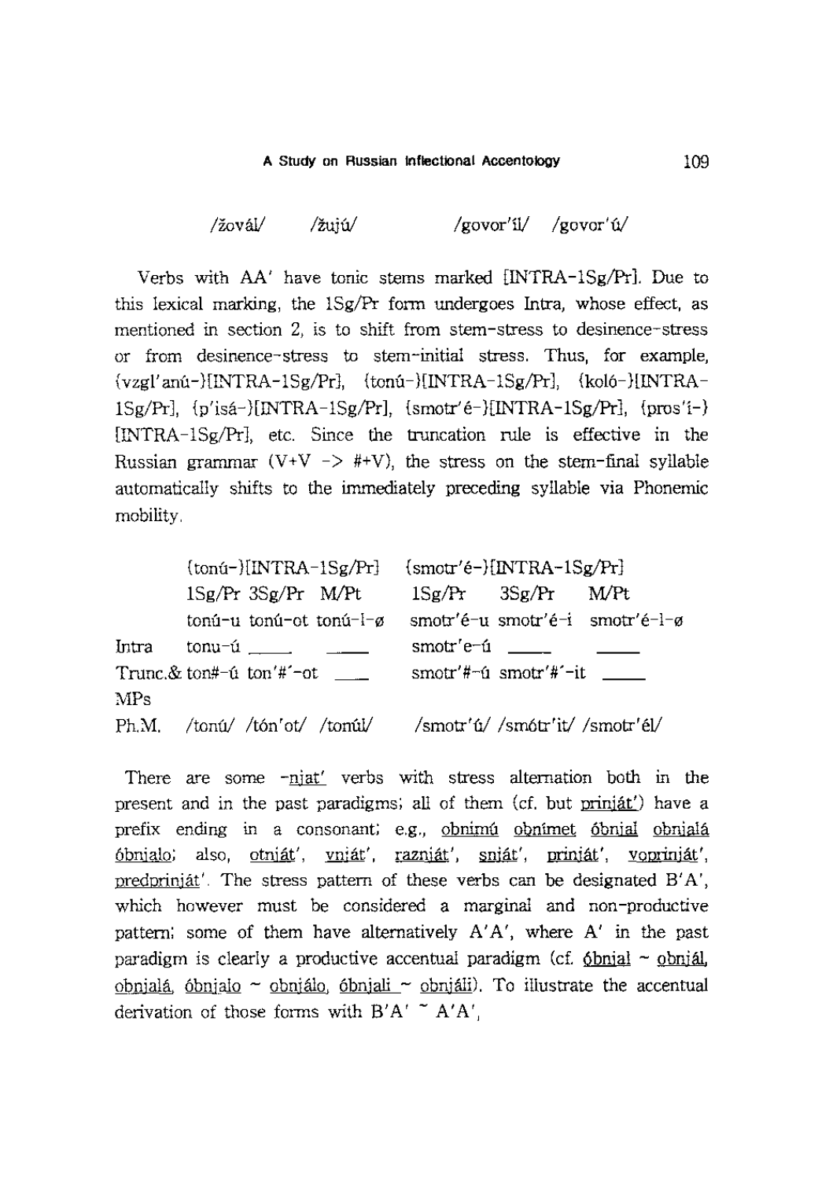/žovál/ /žujú/ /govor'íl/ /govor'ú/

Verbs with AA' have tonic stems marked [INTRA-1Sg/Pr]. Due to this lexical marking, the 1Sg/Pr form undergoes Intra, whose effect, as mentioned in section 2, is to shift from stem-stress to desinence-stress or from desinence-stress to stem-initial stress. Thus, for example, {vzgl'anú-}[INTRA-1Sg/Pr], {tonú-}[INTRA-1Sg/Pr], {koló-}[INTRA-1Sg/Pr], {p'isá-}[INTRA-1Sg/Pr], {smotr'é-}[INTRA-1Sg/Pr], {pros'í-}[INTRA-1Sg/Pr], etc. Since the truncation rule is effective in the Russian grammar (V+V -> #+V), the stress on the stem-final syllable automatically shifts to the immediately preceding syllable via Phonemic mobility.

| | {tonú-}[INTRA-1Sg/Pr] | | | {smotr'é-}[INTRA-1Sg/Pr] | | |
|---|---|---|---|---|---|---|
| | 1Sg/Pr | 3Sg/Pr | M/Pt | 1Sg/Pr | 3Sg/Pr | M/Pt |
| | tonú-u | tonú-ot | tonú-l-ø | smotr'é-u | smotr'é-i | smotr'é-l-ø |
| Intra | tonu-ú | \_\_\_\_ | \_\_\_\_ | smotr'e-ú | \_\_\_\_ | \_\_\_\_ |
| Trunc.& MPs | ton#-ú | ton'#´-ot | \_\_\_\_ | smotr'#-ú | smotr'#´-it | \_\_\_\_ |
| Ph.M. | /tonú/ | /tón'ot/ | /tonúl/ | /smotr'ú/ | /smótr'it/ | /smotr'él/ |

There are some -njat' verbs with stress alternation both in the present and in the past paradigms; all of them (cf. but prinját') have a prefix ending in a consonant; e.g., obnimú obnímet óbnjal obnjalá óbnjalo; also, otnját', vnját', raznját', snját', prinját', voprinját', predprinját'. The stress pattern of these verbs can be designated B'A', which however must be considered a marginal and non-productive pattern; some of them have alternatively A'A', where A' in the past paradigm is clearly a productive accentual paradigm (cf. óbnjal ~ obnjál, obnjalá, óbnjalo ~ obnjálo, óbnjali ~ obnjáli). To illustrate the accentual derivation of those forms with B'A' ~ A'A',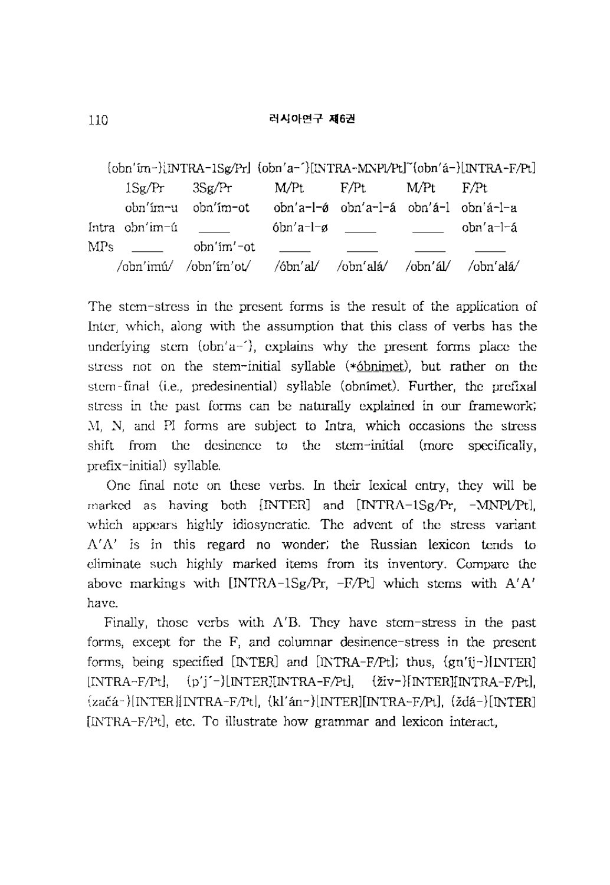| {obn'ím-}[INTRA-1Sg/Pr] | | | {obn'a-´}[INTRA-MNPl/Pt]~{obn'á-}[INTRA-F/Pt] | | | |
|---|---|---|---|---|---|---|
| | 1Sg/Pr | 3Sg/Pr | M/Pt | F/Pt | M/Pt | F/Pt |
| | obn'ím-u | obn'ím-ot | obn'a-l-ǿ | obn'a-l-á | obn'á-l | obn'á-l-a |
| Intra | obn'im-ú | _____ | óbn'a-l-ø | _____ | _____ | obn'a-l-á |
| MPs | _____ | obn'ím'-ot | _____ | _____ | _____ | _____ |
| | /obn'imú/ | /obn'ím'ot/ | /óbn'al/ | /obn'alá/ | /obn'ál/ | /obn'alá/ |

The stem-stress in the present forms is the result of the application of Inter, which, along with the assumption that this class of verbs has the underlying stem {obn'a-´}, explains why the present forms place the stress not on the stem-initial syllable (*óbnimet), but rather on the stem-final (i.e., predesinential) syllable (obnímet). Further, the prefixal stress in the past forms can be naturally explained in our framework; M, N, and Pl forms are subject to Intra, which occasions the stress shift from the desinence to the stem-initial (more specifically, prefix-initial) syllable.

One final note on these verbs. In their lexical entry, they will be marked as having both [INTER] and [INTRA-1Sg/Pr, -MNPl/Pt], which appears highly idiosyncratic. The advent of the stress variant A'A' is in this regard no wonder; the Russian lexicon tends to eliminate such highly marked items from its inventory. Compare the above markings with [INTRA-1Sg/Pr, -F/Pt] which stems with A'A' have.

Finally, those verbs with A'B. They have stem-stress in the past forms, except for the F, and columnar desinence-stress in the present forms, being specified [INTER] and [INTRA-F/Pt]; thus, {gn'íj-}[INTER][INTRA-F/Pt], {p'j´-}[INTER][INTRA-F/Pt], {živ-}[INTER][INTRA-F/Pt], {začá-}[INTER][INTRA-F/Pt], {kl'án-}[INTER][INTRA-F/Pt], {ždá-}[INTER][INTRA-F/Pt], etc. To illustrate how grammar and lexicon interact,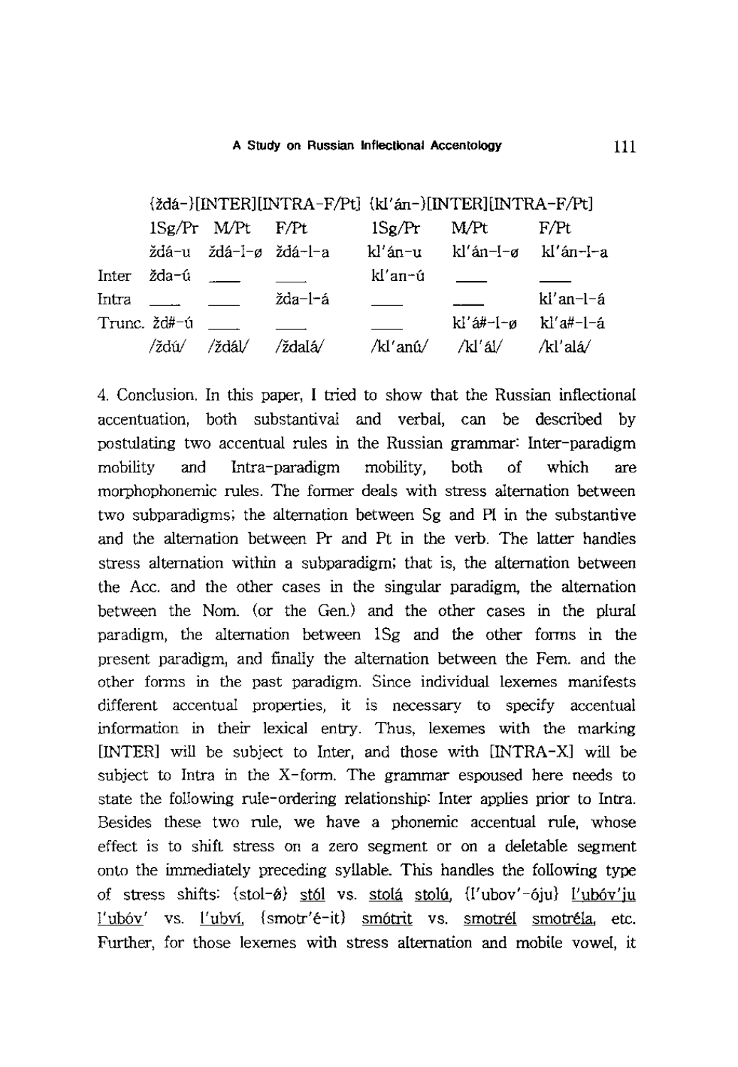| | {ždá-}[INTER][INTRA-F/Pt] | | | {kl'án-}[INTER][INTRA-F/Pt] | | |
|---|---|---|---|---|---|---|
| | 1Sg/Pr | M/Pt | F/Pt | 1Sg/Pr | M/Pt | F/Pt |
| | ždá-u | ždá-l-ø | ždá-l-a | kl'án-u | kl'án-l-ø | kl'án-l-a |
| Inter | žda-ú | ___ | ___ | kl'an-ú | ___ | ___ |
| Intra | ___ | ___ | žda-l-á | ___ | ___ | kl'an-l-á |
| Trunc. | žd#-ú | ___ | ___ | ___ | kl'á#-l-ø | kl'a#-l-á |
| | /ždú/ | /ždál/ | /ždalá/ | /kl'anú/ | /kl'ál/ | /kl'alá/ |

4. Conclusion. In this paper, I tried to show that the Russian inflectional accentuation, both substantival and verbal, can be described by postulating two accentual rules in the Russian grammar: Inter-paradigm mobility and Intra-paradigm mobility, both of which are morphophonemic rules. The former deals with stress alternation between two subparadigms; the alternation between Sg and Pl in the substantive and the alternation between Pr and Pt in the verb. The latter handles stress alternation within a subparadigm; that is, the alternation between the Acc. and the other cases in the singular paradigm, the alternation between the Nom. (or the Gen.) and the other cases in the plural paradigm, the alternation between 1Sg and the other forms in the present paradigm, and finally the alternation between the Fem. and the other forms in the past paradigm. Since individual lexemes manifests different accentual properties, it is necessary to specify accentual information in their lexical entry. Thus, lexemes with the marking [INTER] will be subject to Inter, and those with [INTRA-X] will be subject to Intra in the X-form. The grammar espoused here needs to state the following rule-ordering relationship: Inter applies prior to Intra. Besides these two rule, we have a phonemic accentual rule, whose effect is to shift stress on a zero segment or on a deletable segment onto the immediately preceding syllable. This handles the following type of stress shifts: {stol-ǿ} stól vs. stolá stolú, {l'ubov'-óju} l'ubóv'ju l'ubóv' vs. l'ubví, {smotr'é-it} smótrit vs. smotrél smotréla, etc. Further, for those lexemes with stress alternation and mobile vowel, it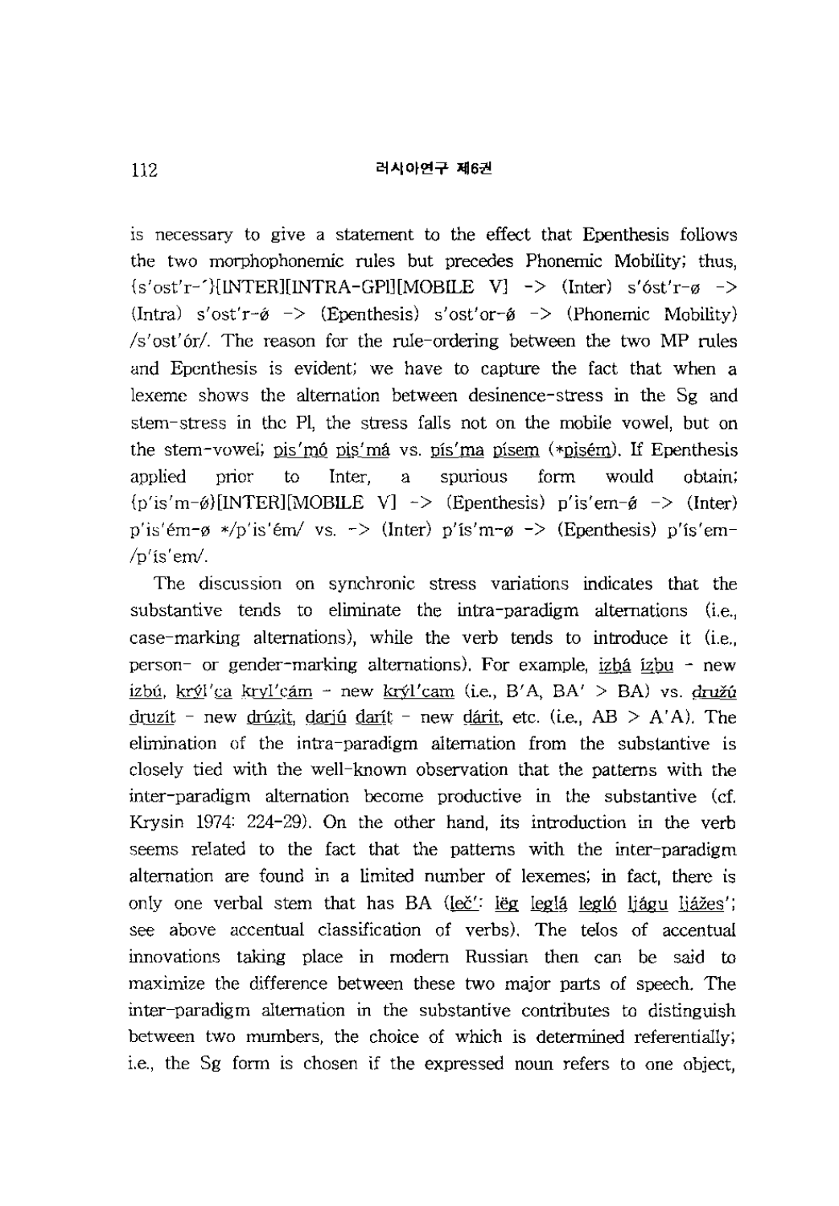is necessary to give a statement to the effect that Epenthesis follows the two morphophonemic rules but precedes Phonemic Mobility; thus, {s'ost'r-´}[INTER][INTRA-GPl][MOBILE V] -> (Inter) s'óst'r-ø -> (Intra) s'ost'r-ǿ -> (Epenthesis) s'ost'or-ǿ -> (Phonemic Mobility) /s'ost'ór/. The reason for the rule-ordering between the two MP rules and Epenthesis is evident; we have to capture the fact that when a lexeme shows the alternation between desinence-stress in the Sg and stem-stress in the Pl, the stress falls not on the mobile vowel, but on the stem-vowel; pis'mó pis'má vs. pís'ma písem (*pisém). If Epenthesis applied prior to Inter, a spurious form would obtain; {p'is'm-ǿ}[INTER][MOBILE V] -> (Epenthesis) p'is'em-ǿ -> (Inter) p'is'ém-ø */p'is'ém/ vs. -> (Inter) p'ís'm-ø -> (Epenthesis) p'ís'em- /p'ís'em/.

The discussion on synchronic stress variations indicates that the substantive tends to eliminate the intra-paradigm alternations (i.e., case-marking alternations), while the verb tends to introduce it (i.e., person- or gender-marking alternations). For example, izbá ízbu - new izbú, krýl'ca kryl'cám - new krýl'cam (i.e., B'A, BA' > BA) vs. družú druzít - new drúzit, darjú darít - new dárit, etc. (i.e., AB > A'A). The elimination of the intra-paradigm alternation from the substantive is closely tied with the well-known observation that the patterns with the inter-paradigm alternation become productive in the substantive (cf. Krysin 1974: 224-29). On the other hand, its introduction in the verb seems related to the fact that the patterns with the inter-paradigm alternation are found in a limited number of lexemes; in fact, there is only one verbal stem that has BA (leč': lëg leglá legló ljágu ljážes'; see above accentual classification of verbs). The telos of accentual innovations taking place in modern Russian then can be said to maximize the difference between these two major parts of speech. The inter-paradigm alternation in the substantive contributes to distinguish between two mumbers, the choice of which is determined referentially; i.e., the Sg form is chosen if the expressed noun refers to one object,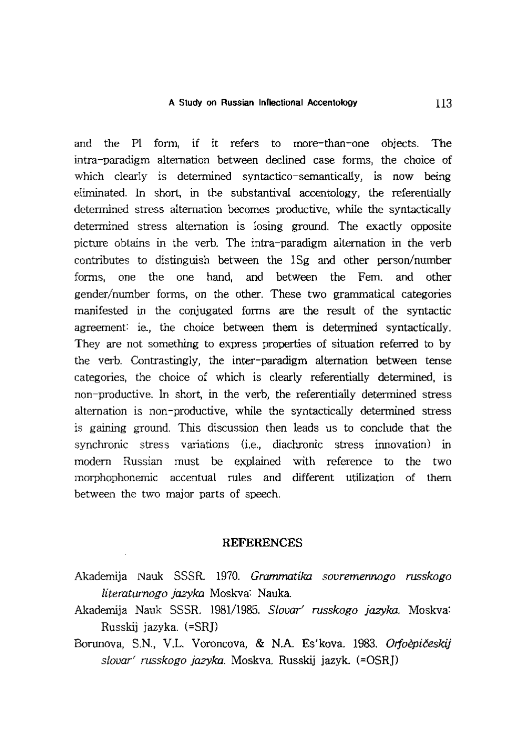and the Pl form, if it refers to more-than-one objects. The intra-paradigm alternation between declined case forms, the choice of which clearly is determined syntactico-semantically, is now being eliminated. In short, in the substantival accentology, the referentially determined stress alternation becomes productive, while the syntactically determined stress alternation is losing ground. The exactly opposite picture obtains in the verb. The intra-paradigm alternation in the verb contributes to distinguish between the 1Sg and other person/number forms, one the one hand, and between the Fem. and other gender/number forms, on the other. These two grammatical categories manifested in the conjugated forms are the result of the syntactic agreement: ie., the choice between them is determined syntactically. They are not something to express properties of situation referred to by the verb. Contrastingly, the inter-paradigm alternation between tense categories, the choice of which is clearly referentially determined, is non-productive. In short, in the verb, the referentially determined stress alternation is non-productive, while the syntactically determined stress is gaining ground. This discussion then leads us to conclude that the synchronic stress variations (i.e., diachronic stress innovation) in modern Russian must be explained with reference to the two morphophonemic accentual rules and different utilization of them between the two major parts of speech.

## REFERENCES

Akademija Nauk SSSR. 1970. *Grammatika sovremennogo russkogo literaturnogo jazyka* Moskva: Nauka.

Akademija Nauk SSSR. 1981/1985. *Slovar' russkogo jazyka.* Moskva: Russkij jazyka. (=SRJ)

Borunova, S.N., V.L. Voroncova, & N.A. Es'kova. 1983. *Orfoèpičeskij slovar' russkogo jazyka.* Moskva. Russkij jazyk. (=OSRJ)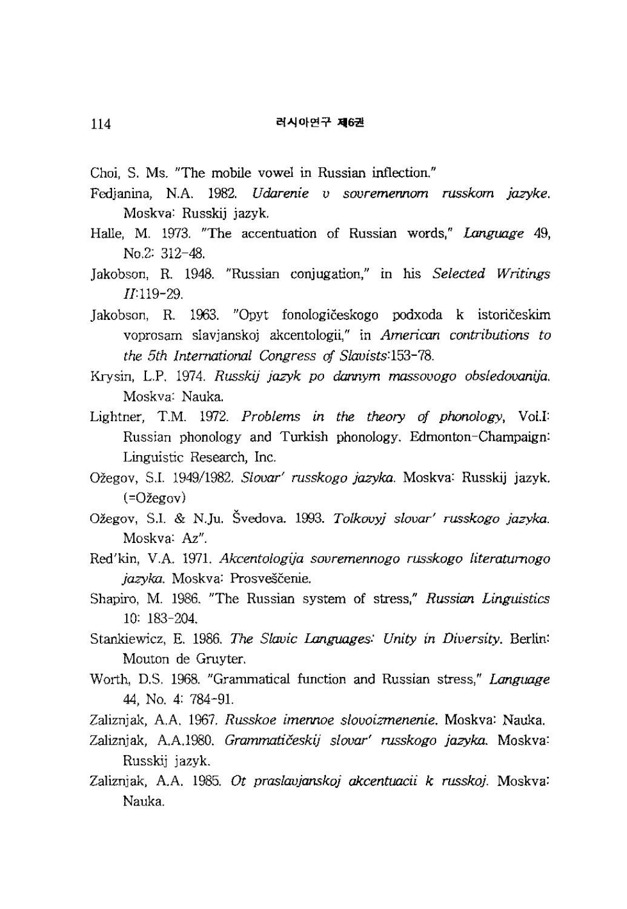Choi, S. Ms. "The mobile vowel in Russian inflection."

Fedjanina, N.A. 1982. *Udarenie v sovremennom russkom jazyke.* Moskva: Russkij jazyk.

Halle, M. 1973. "The accentuation of Russian words," *Language* 49, No.2: 312-48.

Jakobson, R. 1948. "Russian conjugation," in his *Selected Writings II*:119-29.

Jakobson, R. 1963. "Opyt fonologičeskogo podxoda k istoričeskim voprosam slavjanskoj akcentologii," in *American contributions to the 5th International Congress of Slavists*:153-78.

Krysin, L.P. 1974. *Russkij jazyk po dannym massovogo obsledovanija.* Moskva: Nauka.

Lightner, T.M. 1972. *Problems in the theory of phonology*, Vol.I: Russian phonology and Turkish phonology. Edmonton-Champaign: Linguistic Research, Inc.

Ožegov, S.I. 1949/1982. *Slovar' russkogo jazyka.* Moskva: Russkij jazyk. (=Ožegov)

Ožegov, S.I. & N.Ju. Švedova. 1993. *Tolkovyj slovar' russkogo jazyka.* Moskva: Az".

Red'kin, V.A. 1971. *Akcentologija sovremennogo russkogo literaturnogo jazyka.* Moskva: Prosveščenie.

Shapiro, M. 1986. "The Russian system of stress," *Russian Linguistics* 10: 183-204.

Stankiewicz, E. 1986. *The Slavic Languages: Unity in Diversity.* Berlin: Mouton de Gruyter.

Worth, D.S. 1968. "Grammatical function and Russian stress," *Language* 44, No. 4: 784-91.

Zaliznjak, A.A. 1967. *Russkoe imennoe slovoizmenenie.* Moskva: Nauka.

Zaliznjak, A.A.1980. *Grammatičeskij slovar' russkogo jazyka.* Moskva: Russkij jazyk.

Zaliznjak, A.A. 1985. *Ot praslavjanskoj akcentuacii k russkoj.* Moskva: Nauka.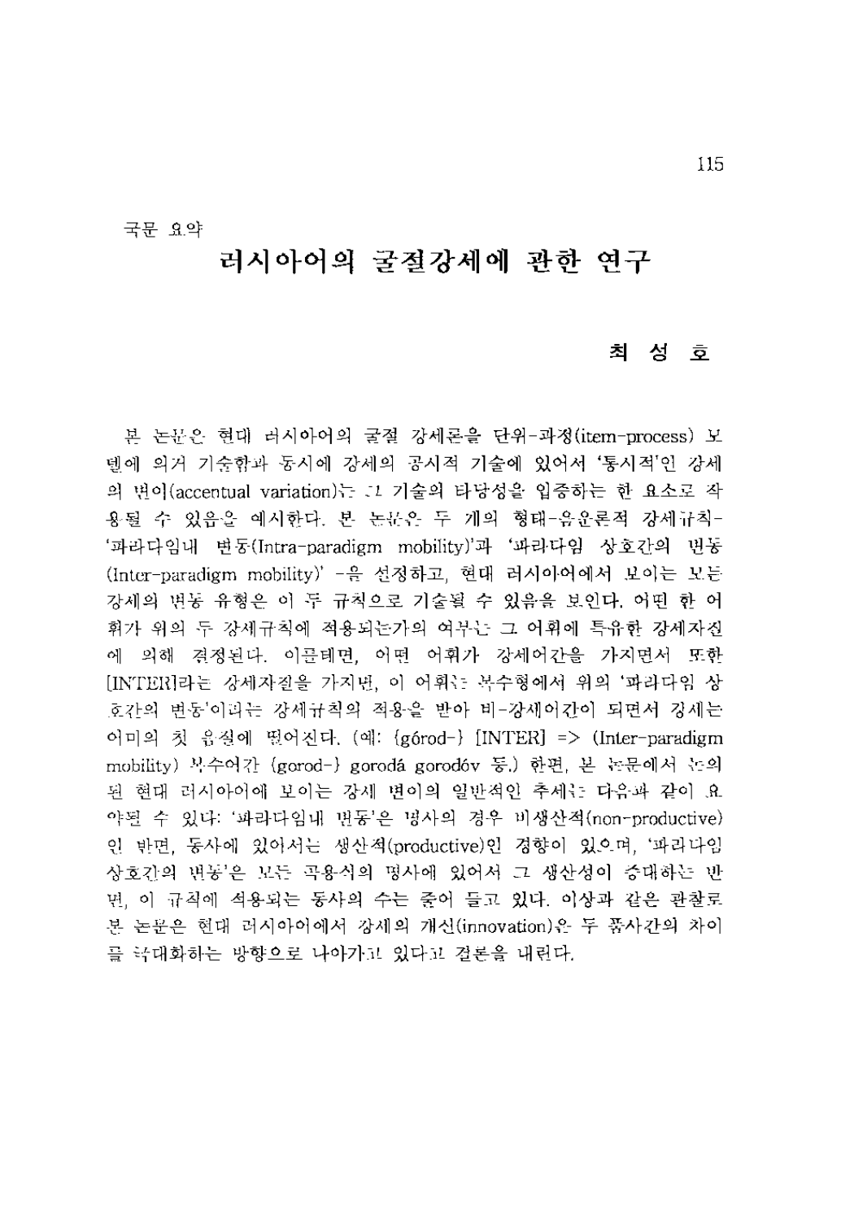국문 요약

# 러시아어의 굴절강세에 관한 연구

**최 성 호**

본 논문은 현대 러시아어의 굴절 강세론을 단위-과정(item-process) 모델에 의거 기술함과 동시에 강세의 공시적 기술에 있어서 '통시적'인 강세의 변이(accentual variation)는 그 기술의 타당성을 입증하는 한 요소로 작용될 수 있음을 예시한다. 본 논문은 두 개의 형태-음운론적 강세규칙-'파라다임내 변동(Intra-paradigm mobility)'과 '파라다임 상호간의 변동(Inter-paradigm mobility)' -을 설정하고, 현대 러시아어에서 보이는 모든 강세의 변동 유형은 이 두 규칙으로 기술될 수 있음을 보인다. 어떤 한 어휘가 위의 두 강세규칙에 적용되는가의 여부는 그 어휘에 특유한 강세자질에 의해 결정된다. 이를테면, 어떤 어휘가 강세어간을 가지면서 또한 [INTER]라는 강세자질을 가지면, 이 어휘는 복수형에서 위의 '파라다임 상호간의 변동'이라는 강세규칙의 적용을 받아 비-강세어간이 되면서 강세는 어미의 첫 음절에 떨어진다. (예: {górod-} [INTER] => (Inter-paradigm mobility) 복수어간 {gorod-} gorodá gorodóv 등.) 한편, 본 논문에서 논의된 현대 러시아어에 보이는 강세 변이의 일반적인 추세는 다음과 같이 요약될 수 있다: '파라다임내 변동'은 명사의 경우 비생산적(non-productive)인 반면, 동사에 있어서는 생산적(productive)인 경향이 있으며, '파라다임 상호간의 변동'은 모든 곡용식의 명사에 있어서 그 생산성이 증대하는 반면, 이 규칙에 적용되는 동사의 수는 줄어 들고 있다. 이상과 같은 관찰로 본 논문은 현대 러시아어에서 강세의 개신(innovation)은 두 품사간의 차이를 극대화하는 방향으로 나아가고 있다고 결론을 내린다.